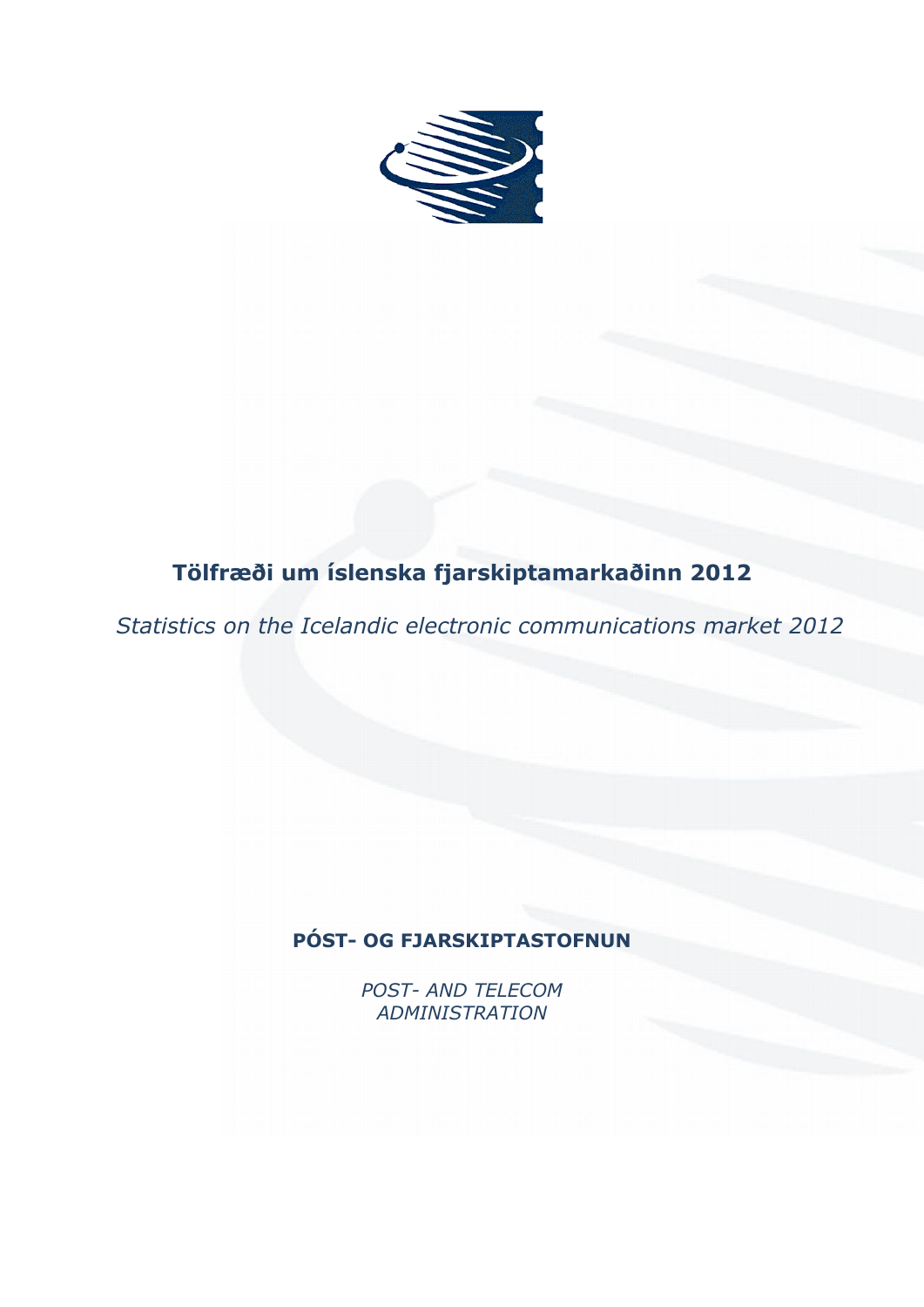# Tölfræði um íslenska fjarskiptamarkaðinn 2012

*Statistics on the Icelandic electronic communications market 2012*

**PÓST- OG FJARSKIPTASTOFNUN**

*POST- AND TELECOM ADMINISTRATION*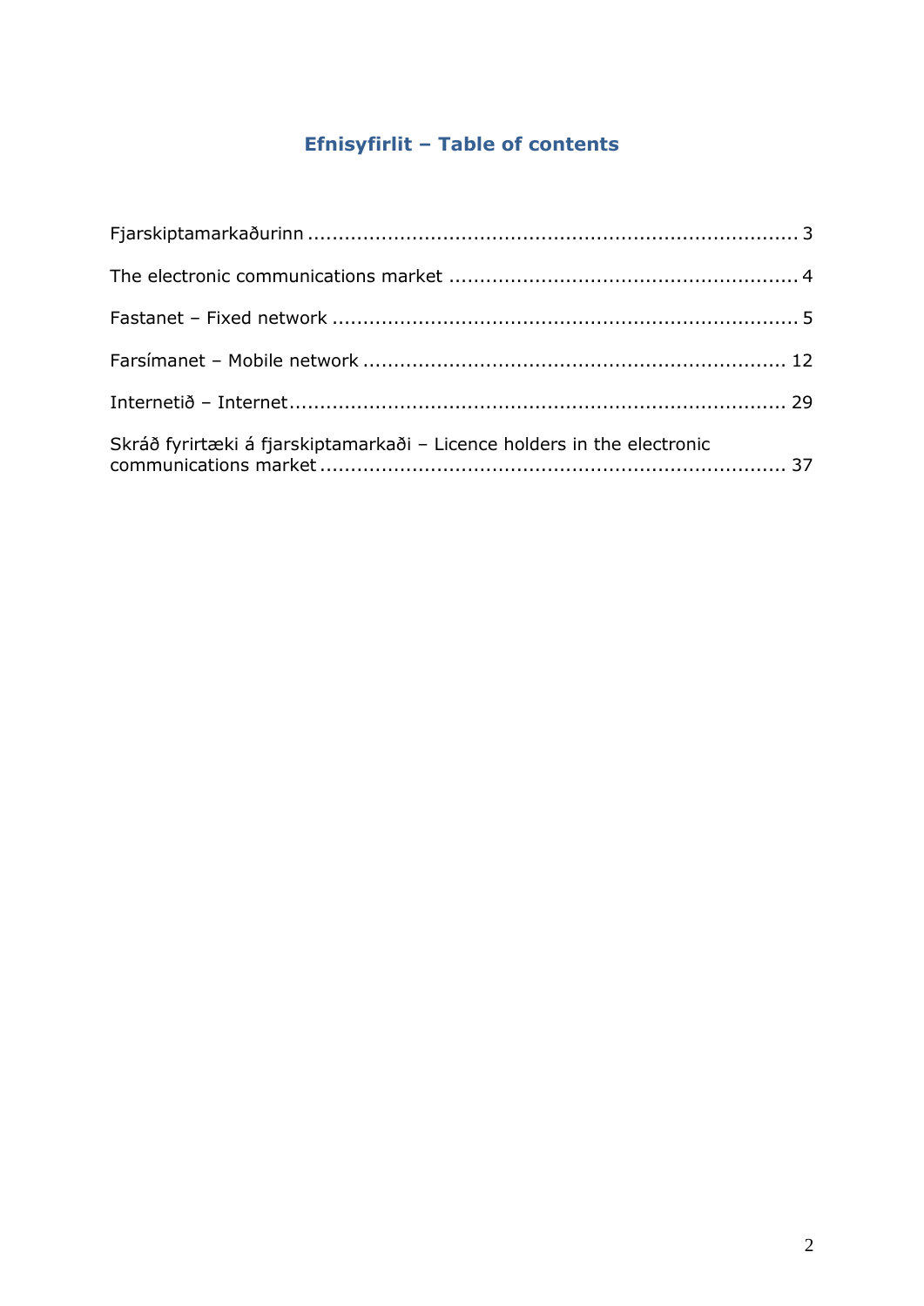# Efnisyfirlit – Table of contents

Fjarskiptamarkaðurinn ........................................................................... 3

The electronic communications market ...................................................... 4

Fastanet – Fixed network ........................................................................ 5

Farsímanet – Mobile network ................................................................. 12

Internetið – Internet ............................................................................. 29

Skráð fyrirtæki á fjarskiptamarkaði – Licence holders in the electronic communications market ......................................................................... 37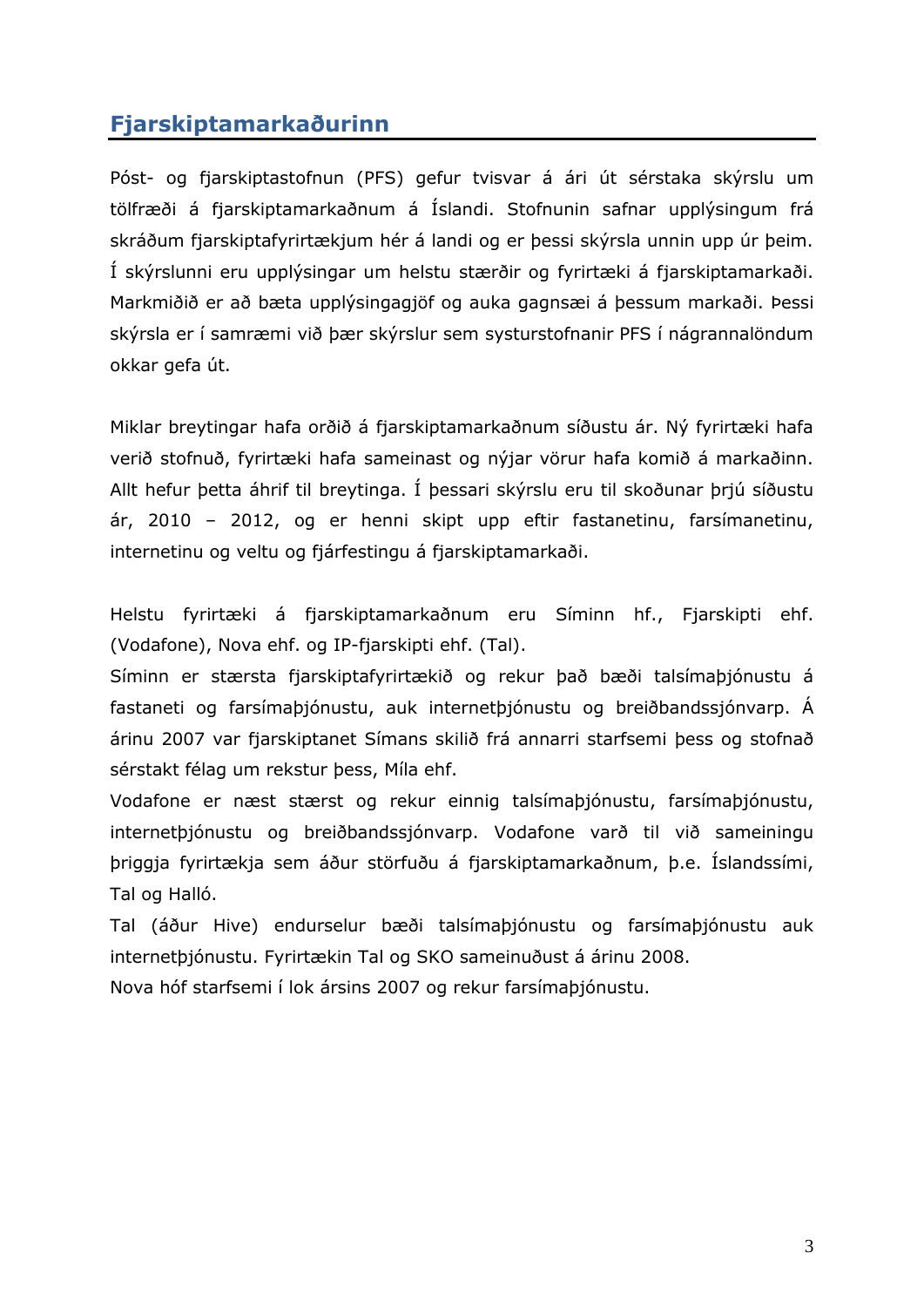## Fjarskiptamarkaðurinn

Póst- og fjarskiptastofnun (PFS) gefur tvisvar á ári út sérstaka skýrslu um tölfræði á fjarskiptamarkaðnum á Íslandi. Stofnunin safnar upplýsingum frá skráðum fjarskiptafyrirtækjum hér á landi og er þessi skýrsla unnin upp úr þeim. Í skýrslunni eru upplýsingar um helstu stærðir og fyrirtæki á fjarskiptamarkaði. Markmiðið er að bæta upplýsingagjöf og auka gagnsæi á þessum markaði. Þessi skýrsla er í samræmi við þær skýrslur sem systurstofnanir PFS í nágrannalöndum okkar gefa út.

Miklar breytingar hafa orðið á fjarskiptamarkaðnum síðustu ár. Ný fyrirtæki hafa verið stofnuð, fyrirtæki hafa sameinast og nýjar vörur hafa komið á markaðinn. Allt hefur þetta áhrif til breytinga. Í þessari skýrslu eru til skoðunar þrjú síðustu ár, 2010 – 2012, og er henni skipt upp eftir fastanetinu, farsímanetinu, internetinu og veltu og fjárfestingu á fjarskiptamarkaði.

Helstu fyrirtæki á fjarskiptamarkaðnum eru Síminn hf., Fjarskipti ehf. (Vodafone), Nova ehf. og IP-fjarskipti ehf. (Tal).

Síminn er stærsta fjarskiptafyrirtækið og rekur það bæði talsímaþjónustu á fastaneti og farsímaþjónustu, auk internetþjónustu og breiðbandssjónvarp. Á árinu 2007 var fjarskiptanet Símans skilið frá annarri starfsemi þess og stofnað sérstakt félag um rekstur þess, Míla ehf.

Vodafone er næst stærst og rekur einnig talsímaþjónustu, farsímaþjónustu, internetþjónustu og breiðbandssjónvarp. Vodafone varð til við sameiningu þriggja fyrirtækja sem áður störfuðu á fjarskiptamarkaðnum, þ.e. Íslandssími, Tal og Halló.

Tal (áður Hive) endurselur bæði talsímaþjónustu og farsímaþjónustu auk internetþjónustu. Fyrirtækin Tal og SKO sameinuðust á árinu 2008.

Nova hóf starfsemi í lok ársins 2007 og rekur farsímaþjónustu.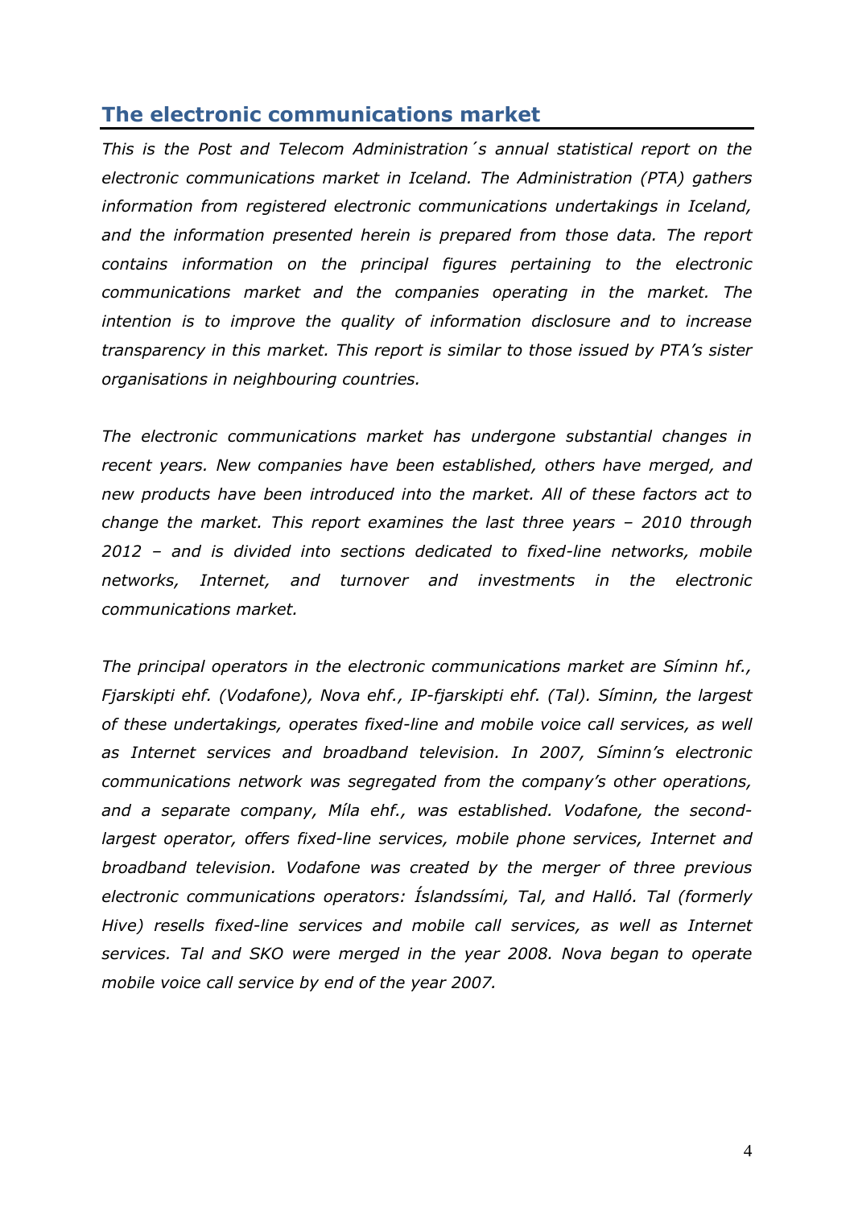## The electronic communications market

*This is the Post and Telecom Administration´s annual statistical report on the electronic communications market in Iceland. The Administration (PTA) gathers information from registered electronic communications undertakings in Iceland, and the information presented herein is prepared from those data. The report contains information on the principal figures pertaining to the electronic communications market and the companies operating in the market. The intention is to improve the quality of information disclosure and to increase transparency in this market. This report is similar to those issued by PTA's sister organisations in neighbouring countries.*

*The electronic communications market has undergone substantial changes in recent years. New companies have been established, others have merged, and new products have been introduced into the market. All of these factors act to change the market. This report examines the last three years – 2010 through 2012 – and is divided into sections dedicated to fixed-line networks, mobile networks, Internet, and turnover and investments in the electronic communications market.*

*The principal operators in the electronic communications market are Síminn hf., Fjarskipti ehf. (Vodafone), Nova ehf., IP-fjarskipti ehf. (Tal). Síminn, the largest of these undertakings, operates fixed-line and mobile voice call services, as well as Internet services and broadband television. In 2007, Síminn's electronic communications network was segregated from the company's other operations, and a separate company, Míla ehf., was established. Vodafone, the second-largest operator, offers fixed-line services, mobile phone services, Internet and broadband television. Vodafone was created by the merger of three previous electronic communications operators: Íslandssími, Tal, and Halló. Tal (formerly Hive) resells fixed-line services and mobile call services, as well as Internet services. Tal and SKO were merged in the year 2008. Nova began to operate mobile voice call service by end of the year 2007.*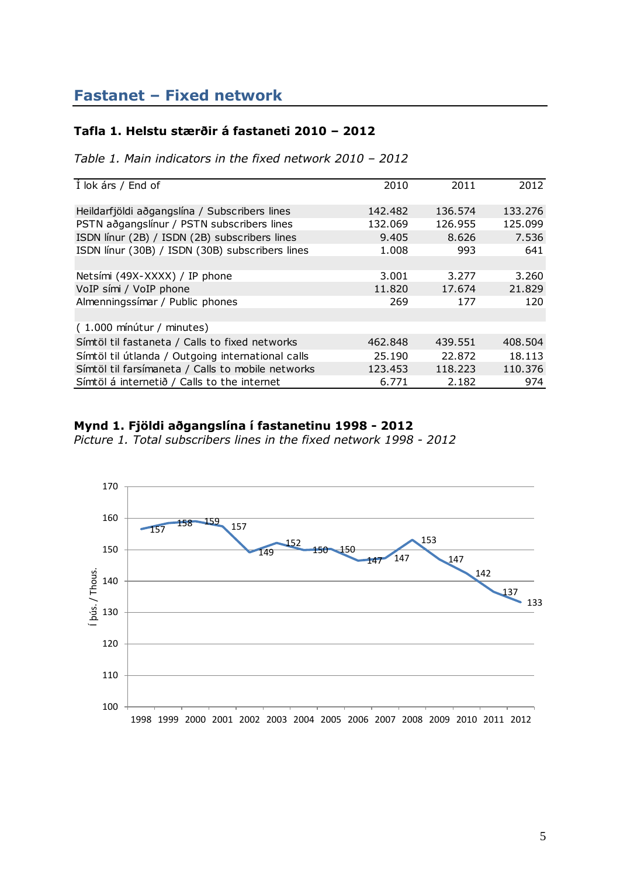## Fastanet – Fixed network

### Tafla 1. Helstu stærðir á fastaneti 2010 – 2012

*Table 1. Main indicators in the fixed network 2010 – 2012*

| Í lok árs / End of | 2010 | 2011 | 2012 |
|---|---|---|---|
| Heildarfjöldi aðgangslína / Subscribers lines | 142.482 | 136.574 | 133.276 |
| PSTN aðgangslínur / PSTN subscribers lines | 132.069 | 126.955 | 125.099 |
| ISDN línur (2B) / ISDN (2B) subscribers lines | 9.405 | 8.626 | 7.536 |
| ISDN línur (30B) / ISDN (30B) subscribers lines | 1.008 | 993 | 641 |
| | | | |
| Netsími (49X-XXXX) / IP phone | 3.001 | 3.277 | 3.260 |
| VoIP sími / VoIP phone | 11.820 | 17.674 | 21.829 |
| Almenningssímar / Public phones | 269 | 177 | 120 |
| | | | |
| ( 1.000 mínútur / minutes) | | | |
| Símtöl til fastaneta / Calls to fixed networks | 462.848 | 439.551 | 408.504 |
| Símtöl til útlanda / Outgoing international calls | 25.190 | 22.872 | 18.113 |
| Símtöl til farsímaneta / Calls to mobile networks | 123.453 | 118.223 | 110.376 |
| Símtöl á internetið / Calls to the internet | 6.771 | 2.182 | 974 |

### Mynd 1. Fjöldi aðgangslína í fastanetinu 1998 - 2012

*Picture 1. Total subscribers lines in the fixed network 1998 - 2012*

| Ár / Year | Í þús. / Thous. |
|---|---|
| 1998 | 157 |
| 1999 | 158 |
| 2000 | 159 |
| 2001 | 157 |
| 2002 | 149 |
| 2003 | 152 |
| 2004 | 150 |
| 2005 | 150 |
| 2006 | 147 |
| 2007 | 147 |
| 2008 | 153 |
| 2009 | 147 |
| 2010 | 142 |
| 2011 | 137 |
| 2012 | 133 |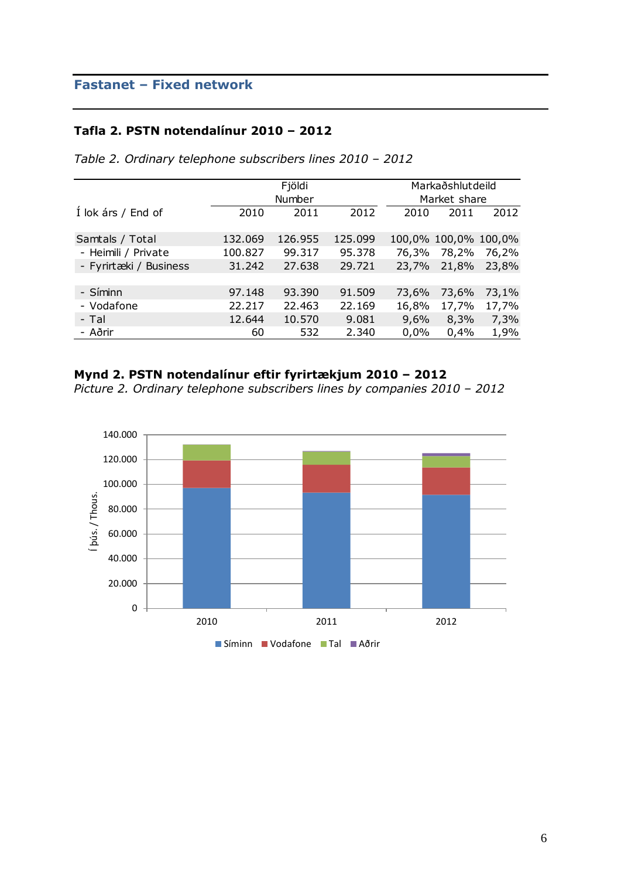## Fastanet – Fixed network

### Tafla 2. PSTN notendalínur 2010 – 2012

*Table 2. Ordinary telephone subscribers lines 2010 – 2012*

| Í lok árs / End of | Fjöldi Number | | | Markaðshlutdeild Market share | | |
|---|---|---|---|---|---|---|
| | 2010 | 2011 | 2012 | 2010 | 2011 | 2012 |
| Samtals / Total | 132.069 | 126.955 | 125.099 | 100,0% | 100,0% | 100,0% |
| - Heimili / Private | 100.827 | 99.317 | 95.378 | 76,3% | 78,2% | 76,2% |
| - Fyrirtæki / Business | 31.242 | 27.638 | 29.721 | 23,7% | 21,8% | 23,8% |
| | | | | | | |
| - Síminn | 97.148 | 93.390 | 91.509 | 73,6% | 73,6% | 73,1% |
| - Vodafone | 22.217 | 22.463 | 22.169 | 16,8% | 17,7% | 17,7% |
| - Tal | 12.644 | 10.570 | 9.081 | 9,6% | 8,3% | 7,3% |
| - Aðrir | 60 | 532 | 2.340 | 0,0% | 0,4% | 1,9% |

**Mynd 2. PSTN notendalínur eftir fyrirtækjum 2010 – 2012**
*Picture 2. Ordinary telephone subscribers lines by companies 2010 – 2012*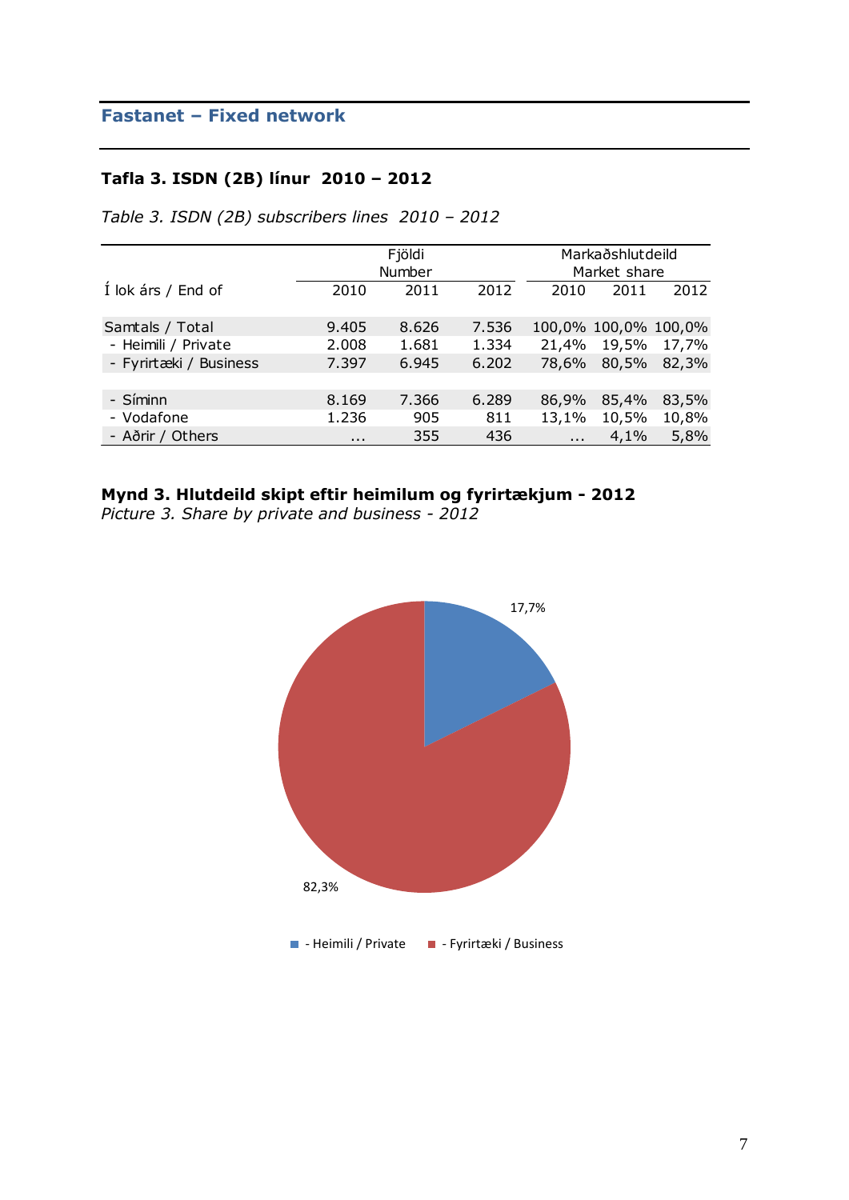## Fastanet – Fixed network

### Tafla 3. ISDN (2B) línur 2010 – 2012

*Table 3. ISDN (2B) subscribers lines 2010 – 2012*

| | Fjöldi Number | | | Markaðshlutdeild Market share | | |
|---|---|---|---|---|---|---|
| Í lok árs / End of | 2010 | 2011 | 2012 | 2010 | 2011 | 2012 |
| Samtals / Total | 9.405 | 8.626 | 7.536 | 100,0% | 100,0% | 100,0% |
| - Heimili / Private | 2.008 | 1.681 | 1.334 | 21,4% | 19,5% | 17,7% |
| - Fyrirtæki / Business | 7.397 | 6.945 | 6.202 | 78,6% | 80,5% | 82,3% |
| | | | | | | |
| - Síminn | 8.169 | 7.366 | 6.289 | 86,9% | 85,4% | 83,5% |
| - Vodafone | 1.236 | 905 | 811 | 13,1% | 10,5% | 10,8% |
| - Aðrir / Others | ... | 355 | 436 | ... | 4,1% | 5,8% |

**Mynd 3. Hlutdeild skipt eftir heimilum og fyrirtækjum - 2012**
*Picture 3. Share by private and business - 2012*

17,7%

82,3%

- Heimili / Private
- Fyrirtæki / Business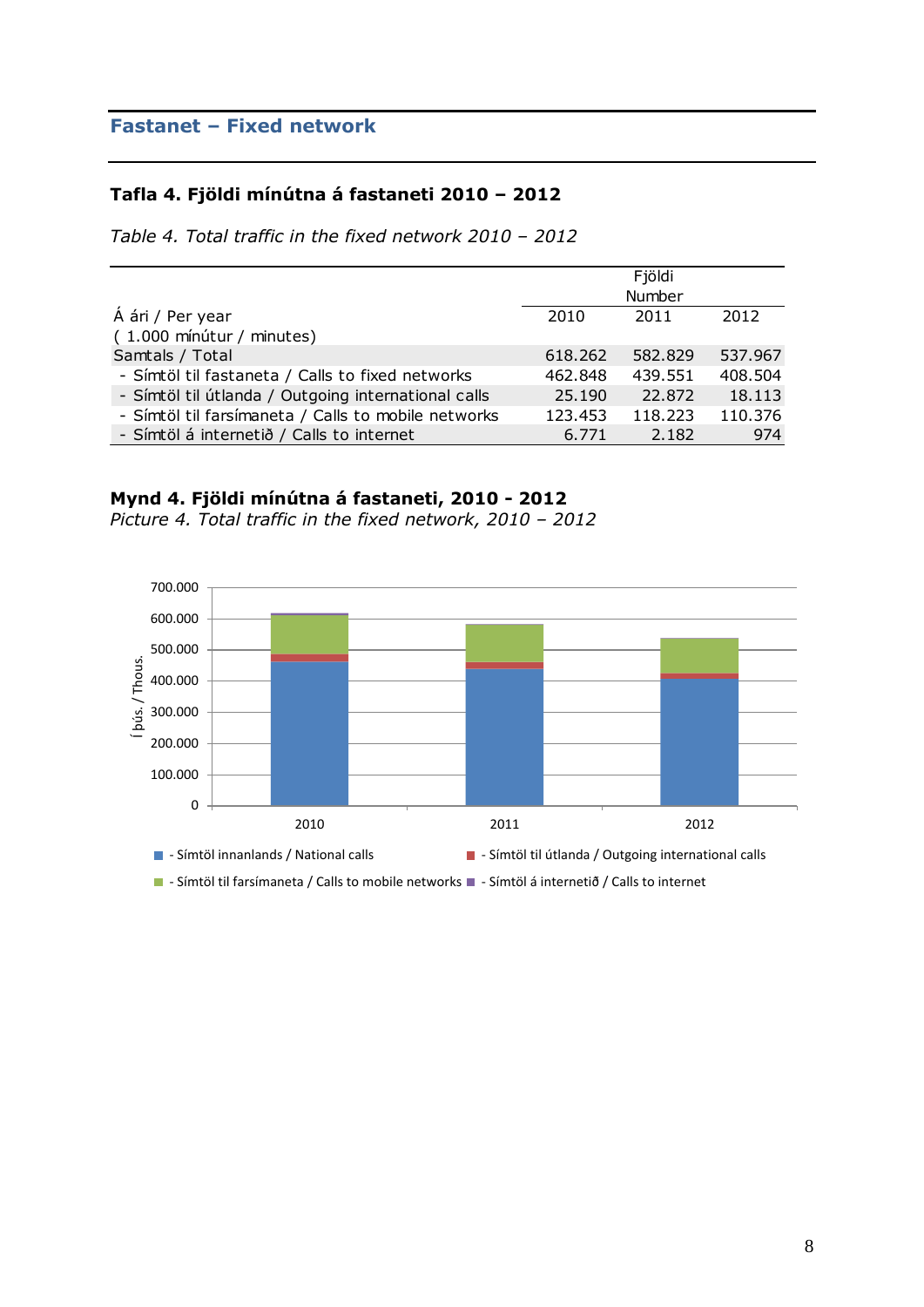## Fastanet – Fixed network

### Tafla 4. Fjöldi mínútna á fastaneti 2010 – 2012

*Table 4. Total traffic in the fixed network 2010 – 2012*

| Á ári / Per year<br>( 1.000 mínútur / minutes) | Fjöldi<br>Number<br>2010 | <br><br>2011 | <br><br>2012 |
|---|---|---|---|
| Samtals / Total | 618.262 | 582.829 | 537.967 |
| - Símtöl til fastaneta / Calls to fixed networks | 462.848 | 439.551 | 408.504 |
| - Símtöl til útlanda / Outgoing international calls | 25.190 | 22.872 | 18.113 |
| - Símtöl til farsímaneta / Calls to mobile networks | 123.453 | 118.223 | 110.376 |
| - Símtöl á internetið / Calls to internet | 6.771 | 2.182 | 974 |

**Mynd 4. Fjöldi mínútna á fastaneti, 2010 - 2012**
*Picture 4. Total traffic in the fixed network, 2010 – 2012*

Í þús. / Thous.

700.000
600.000
500.000
400.000
300.000
200.000
100.000
0

2010 2011 2012

- Símtöl innanlands / National calls
- Símtöl til útlanda / Outgoing international calls
- Símtöl til farsímaneta / Calls to mobile networks
- Símtöl á internetið / Calls to internet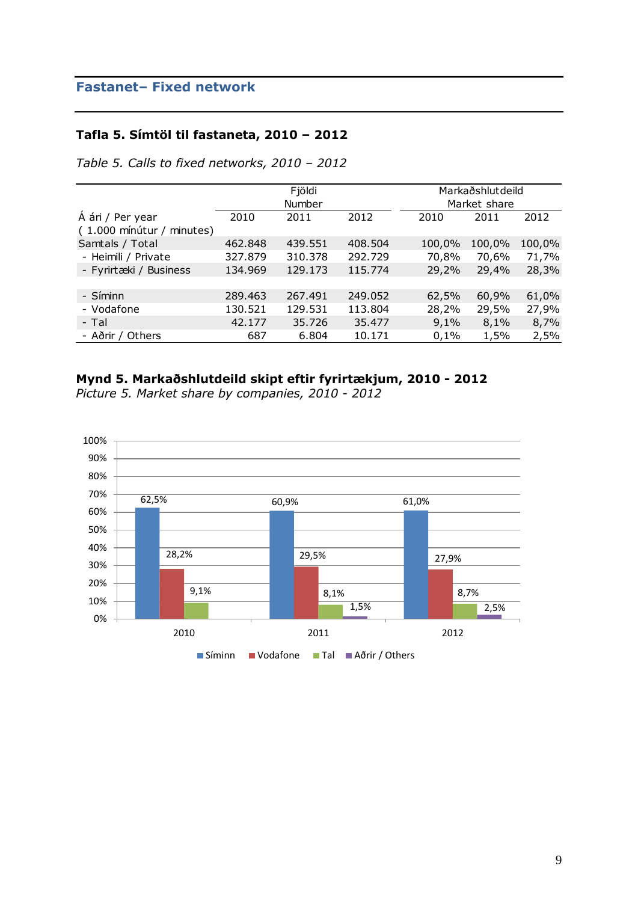## Fastanet– Fixed network

### Tafla 5. Símtöl til fastaneta, 2010 – 2012

*Table 5. Calls to fixed networks, 2010 – 2012*

| | Fjöldi Number | | | Markaðshlutdeild Market share | | |
|---|---|---|---|---|---|---|
| Á ári / Per year ( 1.000 mínútur / minutes) | 2010 | 2011 | 2012 | 2010 | 2011 | 2012 |
| Samtals / Total | 462.848 | 439.551 | 408.504 | 100,0% | 100,0% | 100,0% |
| - Heimili / Private | 327.879 | 310.378 | 292.729 | 70,8% | 70,6% | 71,7% |
| - Fyrirtæki / Business | 134.969 | 129.173 | 115.774 | 29,2% | 29,4% | 28,3% |
| | | | | | | |
| - Síminn | 289.463 | 267.491 | 249.052 | 62,5% | 60,9% | 61,0% |
| - Vodafone | 130.521 | 129.531 | 113.804 | 28,2% | 29,5% | 27,9% |
| - Tal | 42.177 | 35.726 | 35.477 | 9,1% | 8,1% | 8,7% |
| - Aðrir / Others | 687 | 6.804 | 10.171 | 0,1% | 1,5% | 2,5% |

### Mynd 5. Markaðshlutdeild skipt eftir fyrirtækjum, 2010 - 2012

*Picture 5. Market share by companies, 2010 - 2012*

| | Síminn | Vodafone | Tal | Aðrir / Others |
|---|---|---|---|---|
| 2010 | 62,5% | 28,2% | 9,1% | |
| 2011 | 60,9% | 29,5% | 8,1% | 1,5% |
| 2012 | 61,0% | 27,9% | 8,7% | 2,5% |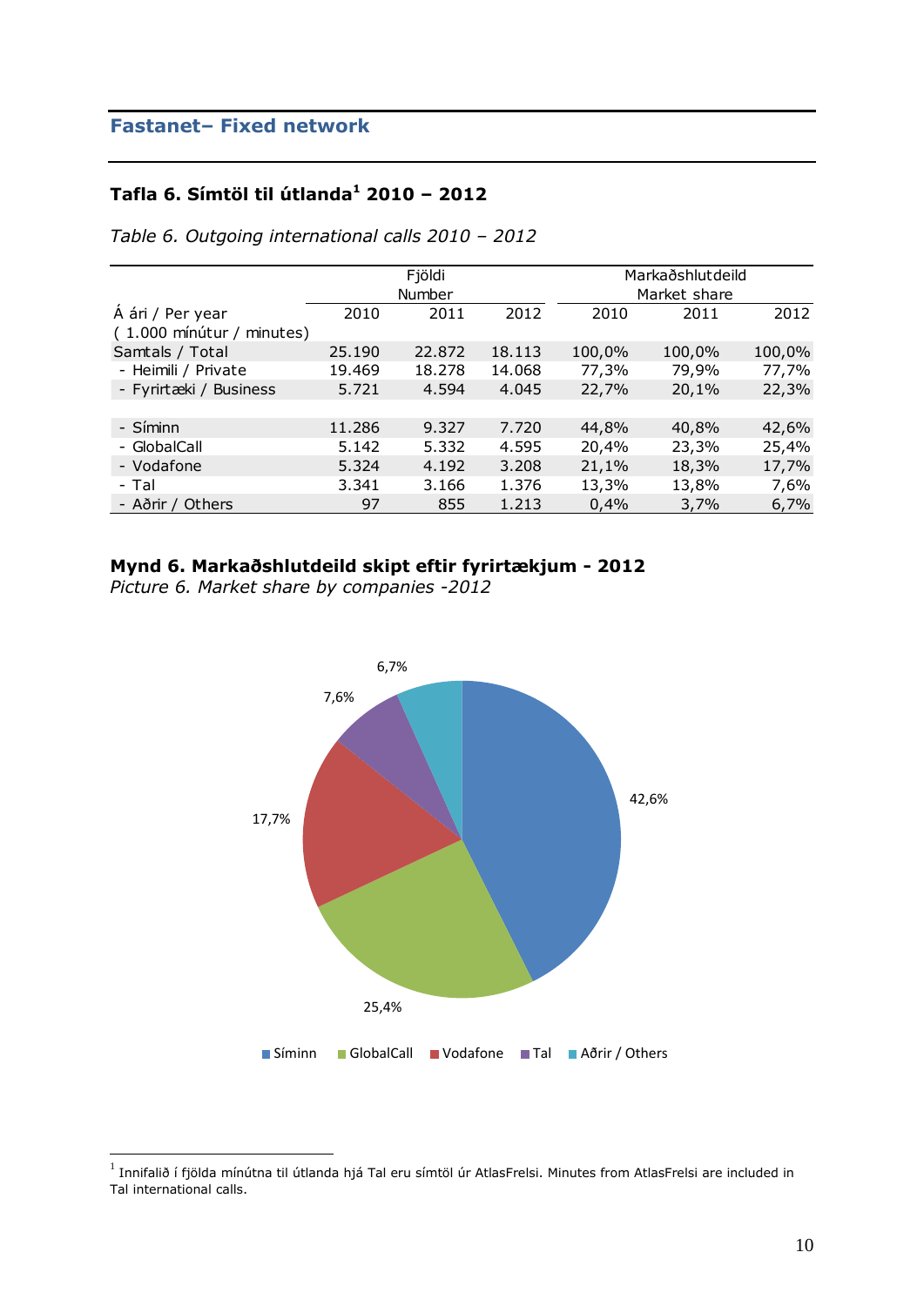## Fastanet– Fixed network

### Tafla 6. Símtöl til útlanda[1] 2010 – 2012

*Table 6. Outgoing international calls 2010 – 2012*

| | Fjöldi Number | | | Markaðshlutdeild Market share | | |
|---|---|---|---|---|---|---|
| Á ári / Per year ( 1.000 mínútur / minutes) | 2010 | 2011 | 2012 | 2010 | 2011 | 2012 |
| Samtals / Total | 25.190 | 22.872 | 18.113 | 100,0% | 100,0% | 100,0% |
| - Heimili / Private | 19.469 | 18.278 | 14.068 | 77,3% | 79,9% | 77,7% |
| - Fyrirtæki / Business | 5.721 | 4.594 | 4.045 | 22,7% | 20,1% | 22,3% |
| | | | | | | |
| - Síminn | 11.286 | 9.327 | 7.720 | 44,8% | 40,8% | 42,6% |
| - GlobalCall | 5.142 | 5.332 | 4.595 | 20,4% | 23,3% | 25,4% |
| - Vodafone | 5.324 | 4.192 | 3.208 | 21,1% | 18,3% | 17,7% |
| - Tal | 3.341 | 3.166 | 1.376 | 13,3% | 13,8% | 7,6% |
| - Aðrir / Others | 97 | 855 | 1.213 | 0,4% | 3,7% | 6,7% |

### Mynd 6. Markaðshlutdeild skipt eftir fyrirtækjum - 2012

*Picture 6. Market share by companies -2012*

| Fyrirtæki | 2012 |
|---|---|
| Síminn | 42,6% |
| GlobalCall | 25,4% |
| Vodafone | 17,7% |
| Tal | 7,6% |
| Aðrir / Others | 6,7% |

[1] Innifalið í fjölda mínútna til útlanda hjá Tal eru símtöl úr AtlasFrelsi. Minutes from AtlasFrelsi are included in Tal international calls.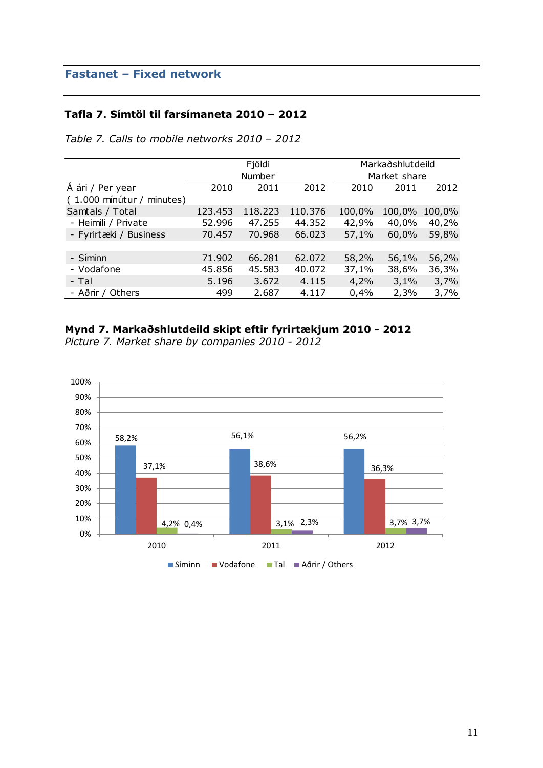## Fastanet – Fixed network

### Tafla 7. Símtöl til farsímaneta 2010 – 2012

*Table 7. Calls to mobile networks 2010 – 2012*

| Á ári / Per year ( 1.000 mínútur / minutes) | Fjöldi Number | | | Markaðshlutdeild Market share | | |
|---|---|---|---|---|---|---|
| | 2010 | 2011 | 2012 | 2010 | 2011 | 2012 |
| Samtals / Total | 123.453 | 118.223 | 110.376 | 100,0% | 100,0% | 100,0% |
| - Heimili / Private | 52.996 | 47.255 | 44.352 | 42,9% | 40,0% | 40,2% |
| - Fyrirtæki / Business | 70.457 | 70.968 | 66.023 | 57,1% | 60,0% | 59,8% |
| | | | | | | |
| - Síminn | 71.902 | 66.281 | 62.072 | 58,2% | 56,1% | 56,2% |
| - Vodafone | 45.856 | 45.583 | 40.072 | 37,1% | 38,6% | 36,3% |
| - Tal | 5.196 | 3.672 | 4.115 | 4,2% | 3,1% | 3,7% |
| - Aðrir / Others | 499 | 2.687 | 4.117 | 0,4% | 2,3% | 3,7% |

### Mynd 7. Markaðshlutdeild skipt eftir fyrirtækjum 2010 - 2012

*Picture 7. Market share by companies 2010 - 2012*

| | Síminn | Vodafone | Tal | Aðrir / Others |
|---|---|---|---|---|
| 2010 | 58,2% | 37,1% | 4,2% | 0,4% |
| 2011 | 56,1% | 38,6% | 3,1% | 2,3% |
| 2012 | 56,2% | 36,3% | 3,7% | 3,7% |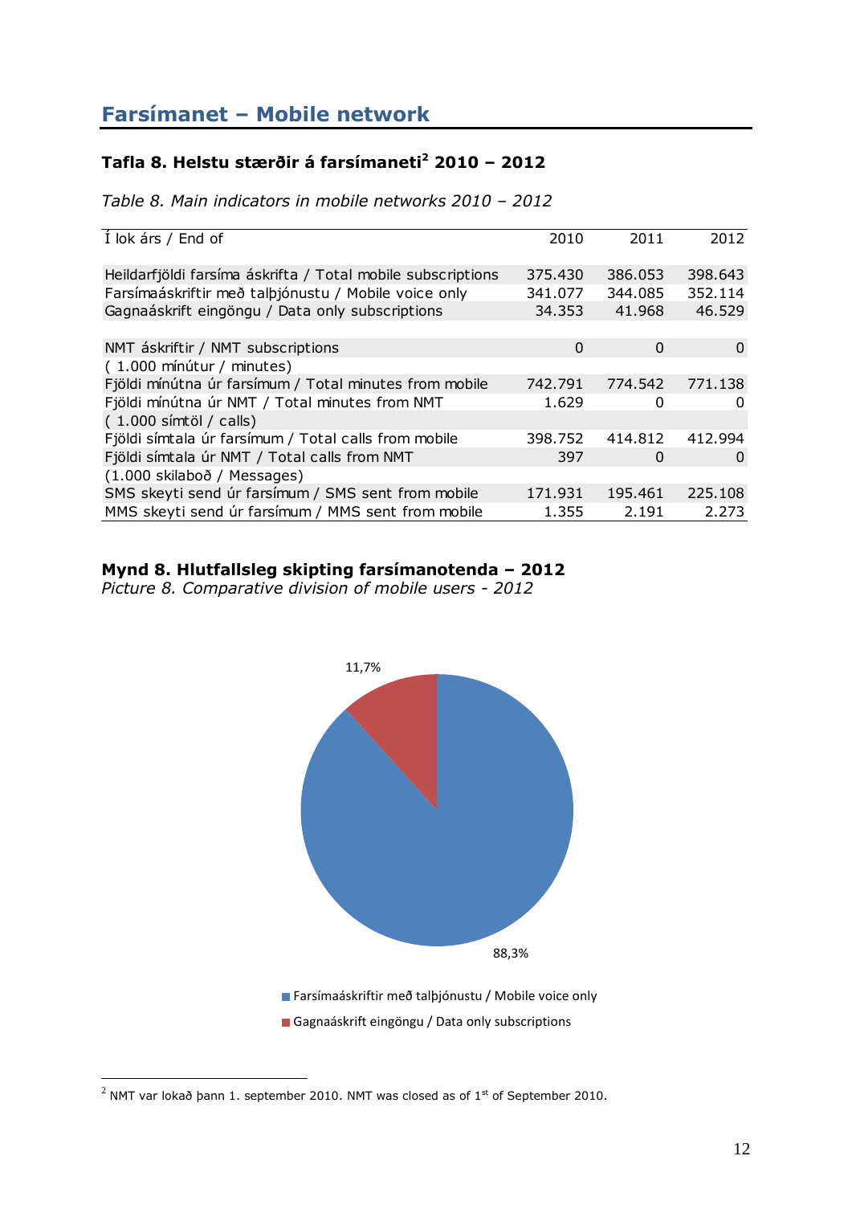## Farsímanet – Mobile network

### Tafla 8. Helstu stærðir á farsímaneti[2] 2010 – 2012

*Table 8. Main indicators in mobile networks 2010 – 2012*

| Í lok árs / End of | 2010 | 2011 | 2012 |
|---|---|---|---|
| Heildarfjöldi farsíma áskrifta / Total mobile subscriptions | 375.430 | 386.053 | 398.643 |
| Farsímaáskriftir með talþjónustu / Mobile voice only | 341.077 | 344.085 | 352.114 |
| Gagnaáskrift eingöngu / Data only subscriptions | 34.353 | 41.968 | 46.529 |
| | | | |
| NMT áskriftir / NMT subscriptions | 0 | 0 | 0 |
| ( 1.000 mínútur / minutes) | | | |
| Fjöldi mínútna úr farsímum / Total minutes from mobile | 742.791 | 774.542 | 771.138 |
| Fjöldi mínútna úr NMT / Total minutes from NMT | 1.629 | 0 | 0 |
| ( 1.000 símtöl / calls) | | | |
| Fjöldi símtala úr farsímum / Total calls from mobile | 398.752 | 414.812 | 412.994 |
| Fjöldi símtala úr NMT / Total calls from NMT | 397 | 0 | 0 |
| (1.000 skilaboð / Messages) | | | |
| SMS skeyti send úr farsímum / SMS sent from mobile | 171.931 | 195.461 | 225.108 |
| MMS skeyti send úr farsímum / MMS sent from mobile | 1.355 | 2.191 | 2.273 |

**Mynd 8. Hlutfallsleg skipting farsímanotenda – 2012**
*Picture 8. Comparative division of mobile users - 2012*

11,7%

88,3%

- Farsímaáskriftir með talþjónustu / Mobile voice only
- Gagnaáskrift eingöngu / Data only subscriptions

[2] NMT var lokað þann 1. september 2010. NMT was closed as of 1st of September 2010.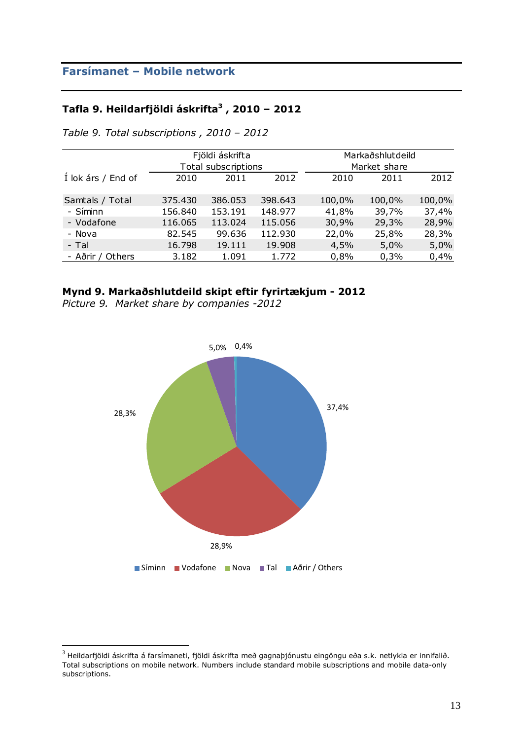## Farsímanet – Mobile network

### Tafla 9. Heildarfjöldi áskrifta[3] , 2010 – 2012

*Table 9. Total subscriptions , 2010 – 2012*

| Í lok árs / End of | Fjöldi áskrifta Total subscriptions | | | Markaðshlutdeild Market share | | |
|---|---|---|---|---|---|---|
| | 2010 | 2011 | 2012 | 2010 | 2011 | 2012 |
| Samtals / Total | 375.430 | 386.053 | 398.643 | 100,0% | 100,0% | 100,0% |
| - Síminn | 156.840 | 153.191 | 148.977 | 41,8% | 39,7% | 37,4% |
| - Vodafone | 116.065 | 113.024 | 115.056 | 30,9% | 29,3% | 28,9% |
| - Nova | 82.545 | 99.636 | 112.930 | 22,0% | 25,8% | 28,3% |
| - Tal | 16.798 | 19.111 | 19.908 | 4,5% | 5,0% | 5,0% |
| - Aðrir / Others | 3.182 | 1.091 | 1.772 | 0,8% | 0,3% | 0,4% |

**Mynd 9. Markaðshlutdeild skipt eftir fyrirtækjum - 2012**
*Picture 9. Market share by companies -2012*

| | Market share 2012 |
|---|---|
| Síminn | 37,4% |
| Vodafone | 28,9% |
| Nova | 28,3% |
| Tal | 5,0% |
| Aðrir / Others | 0,4% |

[3] Heildarfjöldi áskrifta á farsímaneti, fjöldi áskrifta með gagnaþjónustu eingöngu eða s.k. netlykla er innifalið. Total subscriptions on mobile network. Numbers include standard mobile subscriptions and mobile data-only subscriptions.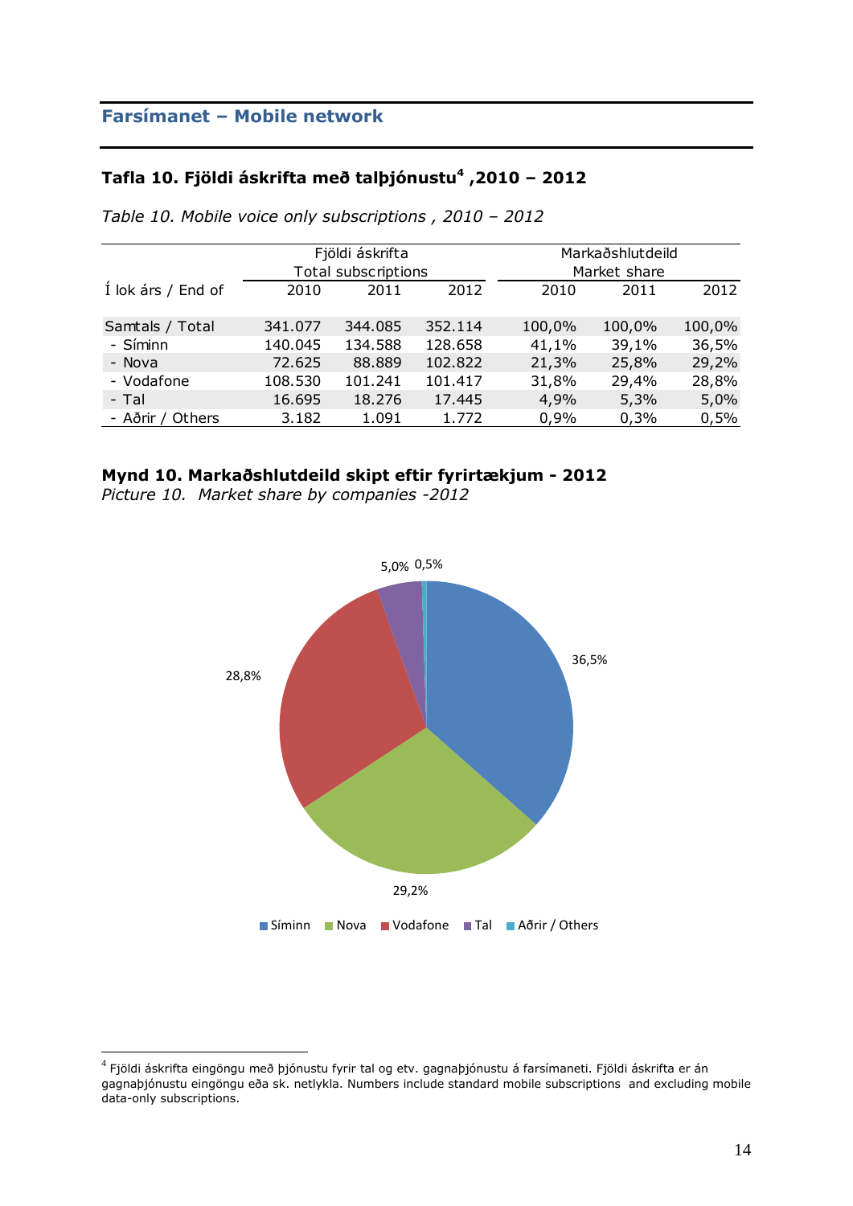## Farsímanet – Mobile network

### Tafla 10. Fjöldi áskrifta með talþjónustu[4] ,2010 – 2012

*Table 10. Mobile voice only subscriptions , 2010 – 2012*

| | Fjöldi áskrifta Total subscriptions | | | Markaðshlutdeild Market share | | |
|---|---|---|---|---|---|---|
| Í lok árs / End of | 2010 | 2011 | 2012 | 2010 | 2011 | 2012 |
| Samtals / Total | 341.077 | 344.085 | 352.114 | 100,0% | 100,0% | 100,0% |
| - Síminn | 140.045 | 134.588 | 128.658 | 41,1% | 39,1% | 36,5% |
| - Nova | 72.625 | 88.889 | 102.822 | 21,3% | 25,8% | 29,2% |
| - Vodafone | 108.530 | 101.241 | 101.417 | 31,8% | 29,4% | 28,8% |
| - Tal | 16.695 | 18.276 | 17.445 | 4,9% | 5,3% | 5,0% |
| - Aðrir / Others | 3.182 | 1.091 | 1.772 | 0,9% | 0,3% | 0,5% |

**Mynd 10. Markaðshlutdeild skipt eftir fyrirtækjum - 2012**

*Picture 10. Market share by companies -2012*

| Fyrirtæki | Markaðshlutdeild |
|---|---|
| Síminn | 36,5% |
| Nova | 29,2% |
| Vodafone | 28,8% |
| Tal | 5,0% |
| Aðrir / Others | 0,5% |

[4] Fjöldi áskrifta eingöngu með þjónustu fyrir tal og etv. gagnaþjónustu á farsímaneti. Fjöldi áskrifta er án gagnaþjónustu eingöngu eða sk. netlykla. Numbers include standard mobile subscriptions and excluding mobile data-only subscriptions.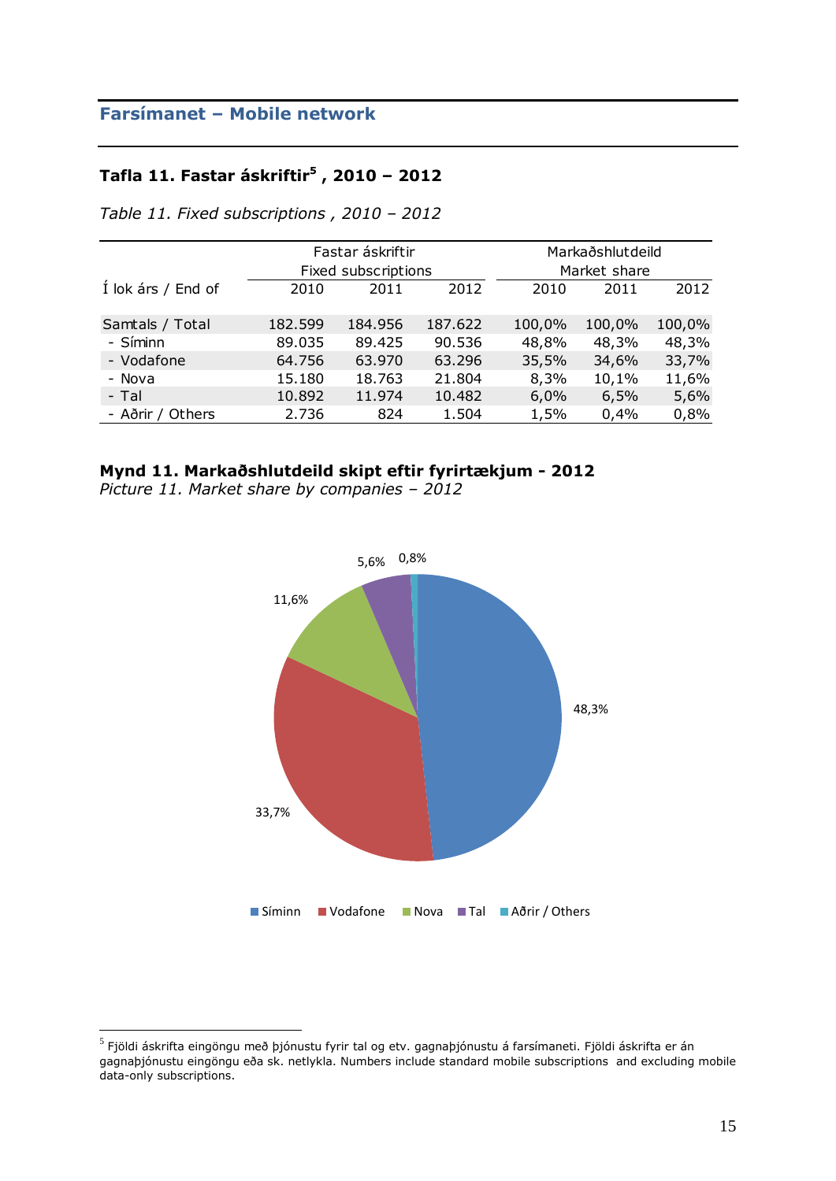## Farsímanet – Mobile network

### Tafla 11. Fastar áskriftir[5] , 2010 – 2012

*Table 11. Fixed subscriptions , 2010 – 2012*

| Í lok árs / End of | Fastar áskriftir Fixed subscriptions | | | Markaðshlutdeild Market share | | |
|---|---|---|---|---|---|---|
| | 2010 | 2011 | 2012 | 2010 | 2011 | 2012 |
| Samtals / Total | 182.599 | 184.956 | 187.622 | 100,0% | 100,0% | 100,0% |
| - Síminn | 89.035 | 89.425 | 90.536 | 48,8% | 48,3% | 48,3% |
| - Vodafone | 64.756 | 63.970 | 63.296 | 35,5% | 34,6% | 33,7% |
| - Nova | 15.180 | 18.763 | 21.804 | 8,3% | 10,1% | 11,6% |
| - Tal | 10.892 | 11.974 | 10.482 | 6,0% | 6,5% | 5,6% |
| - Aðrir / Others | 2.736 | 824 | 1.504 | 1,5% | 0,4% | 0,8% |

**Mynd 11. Markaðshlutdeild skipt eftir fyrirtækjum - 2012**
*Picture 11. Market share by companies – 2012*

5,6% 0,8%
11,6%
48,3%
33,7%

Síminn | Vodafone | Nova | Tal | Aðrir / Others

[5] Fjöldi áskrifta eingöngu með þjónustu fyrir tal og etv. gagnaþjónustu á farsímaneti. Fjöldi áskrifta er án gagnaþjónustu eingöngu eða sk. netlykla. Numbers include standard mobile subscriptions and excluding mobile data-only subscriptions.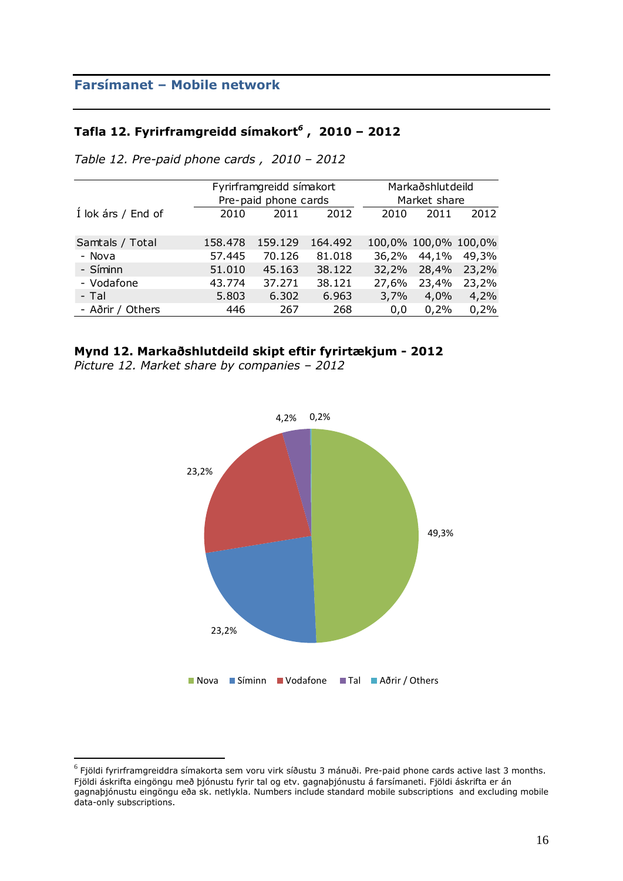## Farsímanet – Mobile network

### Tafla 12. Fyrirframgreidd símakort[6] , 2010 – 2012

*Table 12. Pre-paid phone cards , 2010 – 2012*

| Í lok árs / End of | Fyrirframgreidd símakort Pre-paid phone cards | | | Markaðshlutdeild Market share | | |
|---|---|---|---|---|---|---|
| | 2010 | 2011 | 2012 | 2010 | 2011 | 2012 |
| Samtals / Total | 158.478 | 159.129 | 164.492 | 100,0% | 100,0% | 100,0% |
| - Nova | 57.445 | 70.126 | 81.018 | 36,2% | 44,1% | 49,3% |
| - Síminn | 51.010 | 45.163 | 38.122 | 32,2% | 28,4% | 23,2% |
| - Vodafone | 43.774 | 37.271 | 38.121 | 27,6% | 23,4% | 23,2% |
| - Tal | 5.803 | 6.302 | 6.963 | 3,7% | 4,0% | 4,2% |
| - Aðrir / Others | 446 | 267 | 268 | 0,0 | 0,2% | 0,2% |

### Mynd 12. Markaðshlutdeild skipt eftir fyrirtækjum - 2012

*Picture 12. Market share by companies – 2012*

[6] Fjöldi fyrirframgreiddra símakorta sem voru virk síðustu 3 mánuði. Pre-paid phone cards active last 3 months. Fjöldi áskrifta eingöngu með þjónustu fyrir tal og etv. gagnaþjónustu á farsímaneti. Fjöldi áskrifta er án gagnaþjónustu eingöngu eða sk. netlykla. Numbers include standard mobile subscriptions and excluding mobile data-only subscriptions.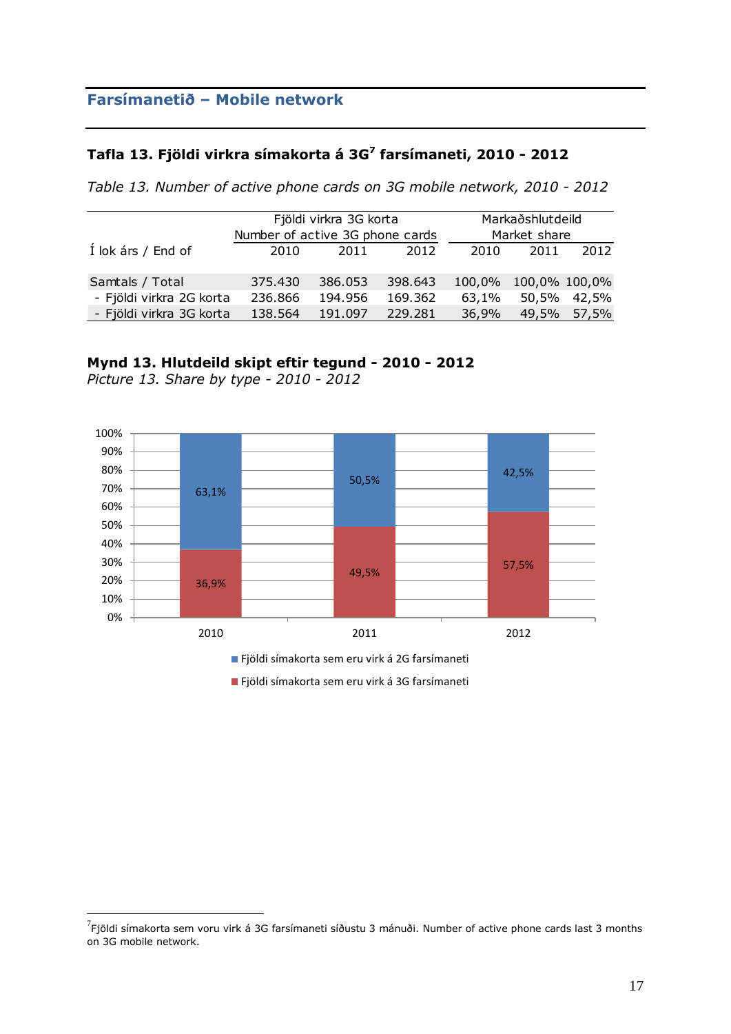## Farsímanetið – Mobile network

### Tafla 13. Fjöldi virkra símakorta á 3G[7] farsímaneti, 2010 - 2012

*Table 13. Number of active phone cards on 3G mobile network, 2010 - 2012*

| Í lok árs / End of | Fjöldi virkra 3G korta Number of active 3G phone cards | | | Markaðshlutdeild Market share | | |
|---|---|---|---|---|---|---|
| | 2010 | 2011 | 2012 | 2010 | 2011 | 2012 |
| Samtals / Total | 375.430 | 386.053 | 398.643 | 100,0% | 100,0% | 100,0% |
| - Fjöldi virkra 2G korta | 236.866 | 194.956 | 169.362 | 63,1% | 50,5% | 42,5% |
| - Fjöldi virkra 3G korta | 138.564 | 191.097 | 229.281 | 36,9% | 49,5% | 57,5% |

**Mynd 13. Hlutdeild skipt eftir tegund - 2010 - 2012**
*Picture 13. Share by type - 2010 - 2012*

| | 2010 | 2011 | 2012 |
|---|---|---|---|
| Fjöldi símakorta sem eru virk á 2G farsímaneti | 63,1% | 50,5% | 42,5% |
| Fjöldi símakorta sem eru virk á 3G farsímaneti | 36,9% | 49,5% | 57,5% |

[7] Fjöldi símakorta sem voru virk á 3G farsímaneti síðustu 3 mánuði. Number of active phone cards last 3 months on 3G mobile network.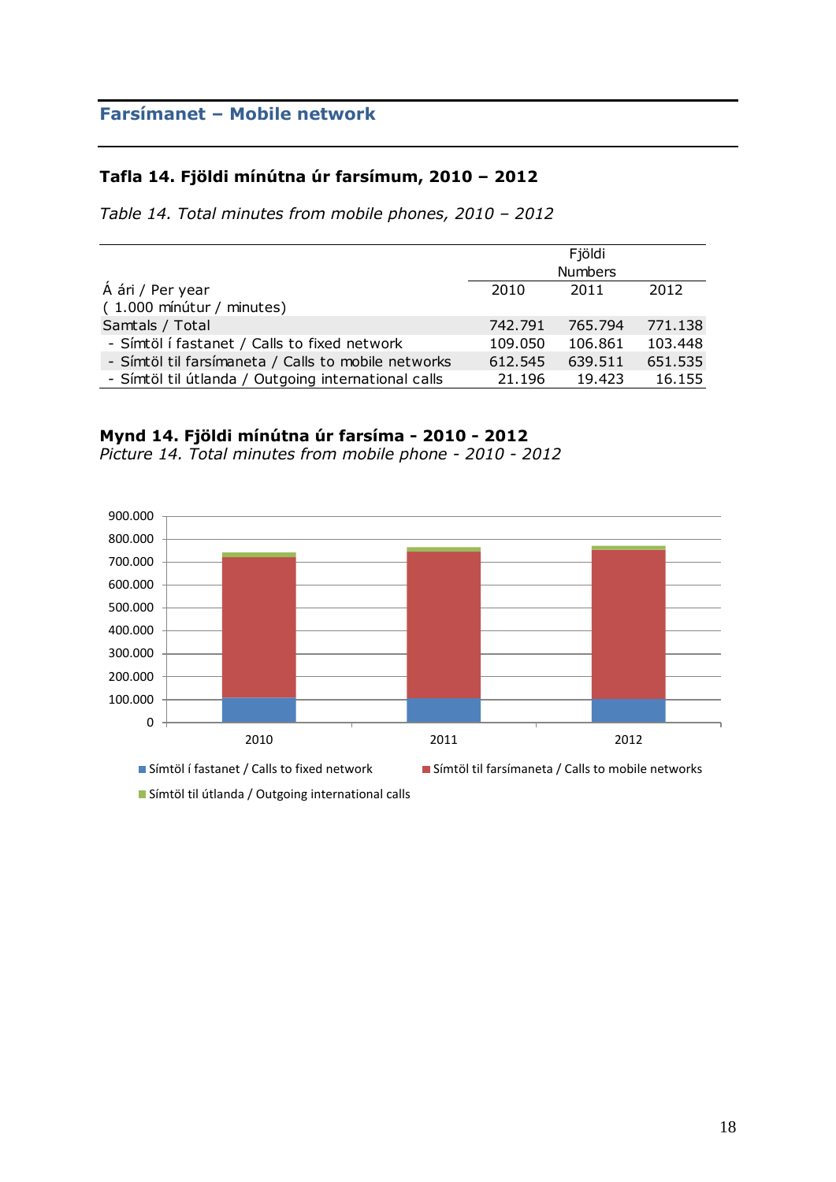## Farsímanet – Mobile network

### Tafla 14. Fjöldi mínútna úr farsímum, 2010 – 2012

*Table 14. Total minutes from mobile phones, 2010 – 2012*

| Á ári / Per year ( 1.000 mínútur / minutes) | Fjöldi Numbers 2010 | 2011 | 2012 |
|---|---|---|---|
| Samtals / Total | 742.791 | 765.794 | 771.138 |
| - Símtöl í fastanet / Calls to fixed network | 109.050 | 106.861 | 103.448 |
| - Símtöl til farsímaneta / Calls to mobile networks | 612.545 | 639.511 | 651.535 |
| - Símtöl til útlanda / Outgoing international calls | 21.196 | 19.423 | 16.155 |

**Mynd 14. Fjöldi mínútna úr farsíma - 2010 - 2012**
*Picture 14. Total minutes from mobile phone - 2010 - 2012*

Símtöl í fastanet / Calls to fixed network; Símtöl til farsímaneta / Calls to mobile networks; Símtöl til útlanda / Outgoing international calls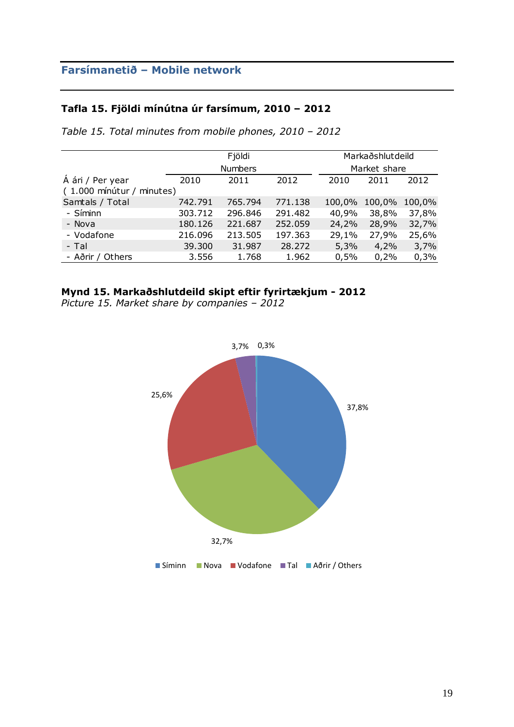## Farsímanetið – Mobile network

### Tafla 15. Fjöldi mínútna úr farsímum, 2010 – 2012

*Table 15. Total minutes from mobile phones, 2010 – 2012*

| | Fjöldi Numbers | | | Markaðshlutdeild Market share | | |
|---|---|---|---|---|---|---|
| Á ári / Per year ( 1.000 mínútur / minutes) | 2010 | 2011 | 2012 | 2010 | 2011 | 2012 |
| Samtals / Total | 742.791 | 765.794 | 771.138 | 100,0% | 100,0% | 100,0% |
| - Síminn | 303.712 | 296.846 | 291.482 | 40,9% | 38,8% | 37,8% |
| - Nova | 180.126 | 221.687 | 252.059 | 24,2% | 28,9% | 32,7% |
| - Vodafone | 216.096 | 213.505 | 197.363 | 29,1% | 27,9% | 25,6% |
| - Tal | 39.300 | 31.987 | 28.272 | 5,3% | 4,2% | 3,7% |
| - Aðrir / Others | 3.556 | 1.768 | 1.962 | 0,5% | 0,2% | 0,3% |

**Mynd 15. Markaðshlutdeild skipt eftir fyrirtækjum - 2012**
*Picture 15. Market share by companies – 2012*

3,7% 0,3% 37,8% 32,7% 25,6%

Síminn Nova Vodafone Tal Aðrir / Others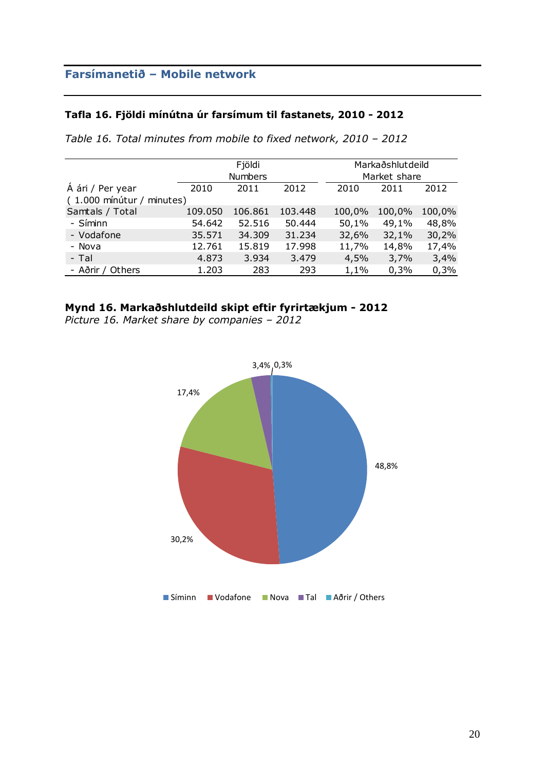## Farsímanetið – Mobile network

### Tafla 16. Fjöldi mínútna úr farsímum til fastanets, 2010 - 2012

*Table 16. Total minutes from mobile to fixed network, 2010 – 2012*

| | Fjöldi Numbers | | | Markaðshlutdeild Market share | | |
|---|---|---|---|---|---|---|
| Á ári / Per year ( 1.000 mínútur / minutes) | 2010 | 2011 | 2012 | 2010 | 2011 | 2012 |
| Samtals / Total | 109.050 | 106.861 | 103.448 | 100,0% | 100,0% | 100,0% |
| - Síminn | 54.642 | 52.516 | 50.444 | 50,1% | 49,1% | 48,8% |
| - Vodafone | 35.571 | 34.309 | 31.234 | 32,6% | 32,1% | 30,2% |
| - Nova | 12.761 | 15.819 | 17.998 | 11,7% | 14,8% | 17,4% |
| - Tal | 4.873 | 3.934 | 3.479 | 4,5% | 3,7% | 3,4% |
| - Aðrir / Others | 1.203 | 283 | 293 | 1,1% | 0,3% | 0,3% |

**Mynd 16. Markaðshlutdeild skipt eftir fyrirtækjum - 2012**
*Picture 16. Market share by companies – 2012*

3,4% 0,3%

17,4%

48,8%

30,2%

Síminn Vodafone Nova Tal Aðrir / Others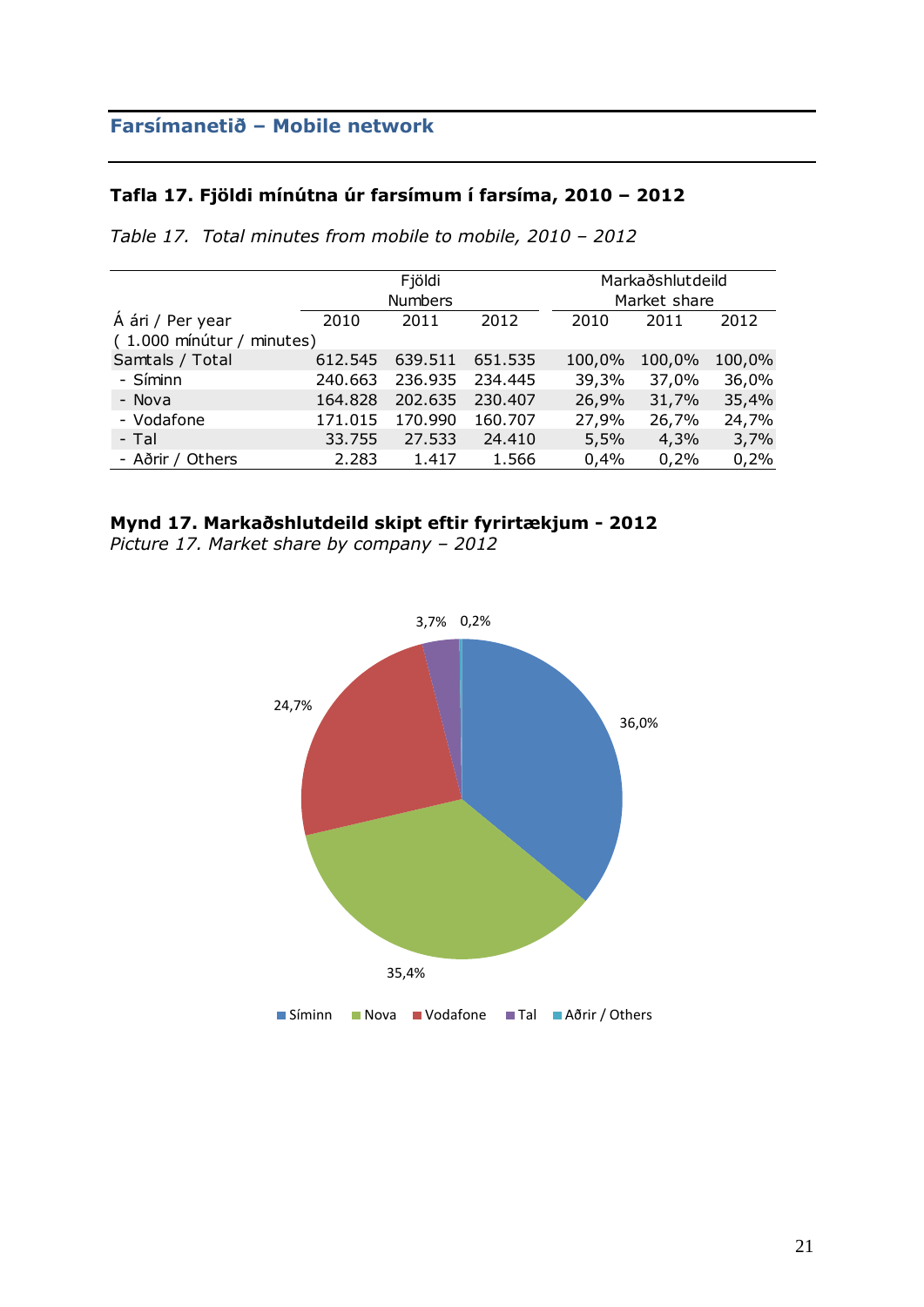## Farsímanetið – Mobile network

### Tafla 17. Fjöldi mínútna úr farsímum í farsíma, 2010 – 2012

*Table 17. Total minutes from mobile to mobile, 2010 – 2012*

| | Fjöldi Numbers | | | Markaðshlutdeild Market share | | |
|---|---|---|---|---|---|---|
| Á ári / Per year | 2010 | 2011 | 2012 | 2010 | 2011 | 2012 |
| ( 1.000 mínútur / minutes) | | | | | | |
| Samtals / Total | 612.545 | 639.511 | 651.535 | 100,0% | 100,0% | 100,0% |
| - Síminn | 240.663 | 236.935 | 234.445 | 39,3% | 37,0% | 36,0% |
| - Nova | 164.828 | 202.635 | 230.407 | 26,9% | 31,7% | 35,4% |
| - Vodafone | 171.015 | 170.990 | 160.707 | 27,9% | 26,7% | 24,7% |
| - Tal | 33.755 | 27.533 | 24.410 | 5,5% | 4,3% | 3,7% |
| - Aðrir / Others | 2.283 | 1.417 | 1.566 | 0,4% | 0,2% | 0,2% |

**Mynd 17. Markaðshlutdeild skipt eftir fyrirtækjum - 2012**

*Picture 17. Market share by company – 2012*

3,7% 0,2%

24,7%

36,0%

35,4%

Síminn Nova Vodafone Tal Aðrir / Others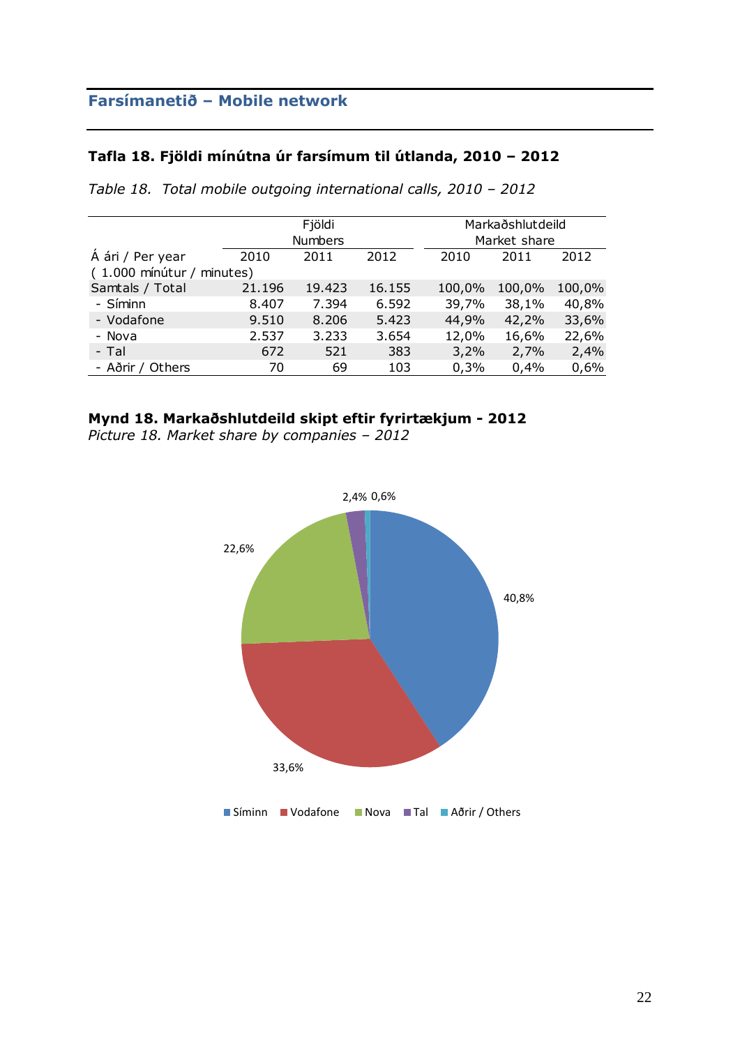## Farsímanetið – Mobile network

### Tafla 18. Fjöldi mínútna úr farsímum til útlanda, 2010 – 2012

*Table 18. Total mobile outgoing international calls, 2010 – 2012*

| | Fjöldi Numbers | | | Markaðshlutdeild Market share | | |
|---|---|---|---|---|---|---|
| Á ári / Per year | 2010 | 2011 | 2012 | 2010 | 2011 | 2012 |
| ( 1.000 mínútur / minutes) | | | | | | |
| Samtals / Total | 21.196 | 19.423 | 16.155 | 100,0% | 100,0% | 100,0% |
| - Síminn | 8.407 | 7.394 | 6.592 | 39,7% | 38,1% | 40,8% |
| - Vodafone | 9.510 | 8.206 | 5.423 | 44,9% | 42,2% | 33,6% |
| - Nova | 2.537 | 3.233 | 3.654 | 12,0% | 16,6% | 22,6% |
| - Tal | 672 | 521 | 383 | 3,2% | 2,7% | 2,4% |
| - Aðrir / Others | 70 | 69 | 103 | 0,3% | 0,4% | 0,6% |

**Mynd 18. Markaðshlutdeild skipt eftir fyrirtækjum - 2012**
*Picture 18. Market share by companies – 2012*

40,8%
33,6%
22,6%
2,4%
0,6%

Síminn, Vodafone, Nova, Tal, Aðrir / Others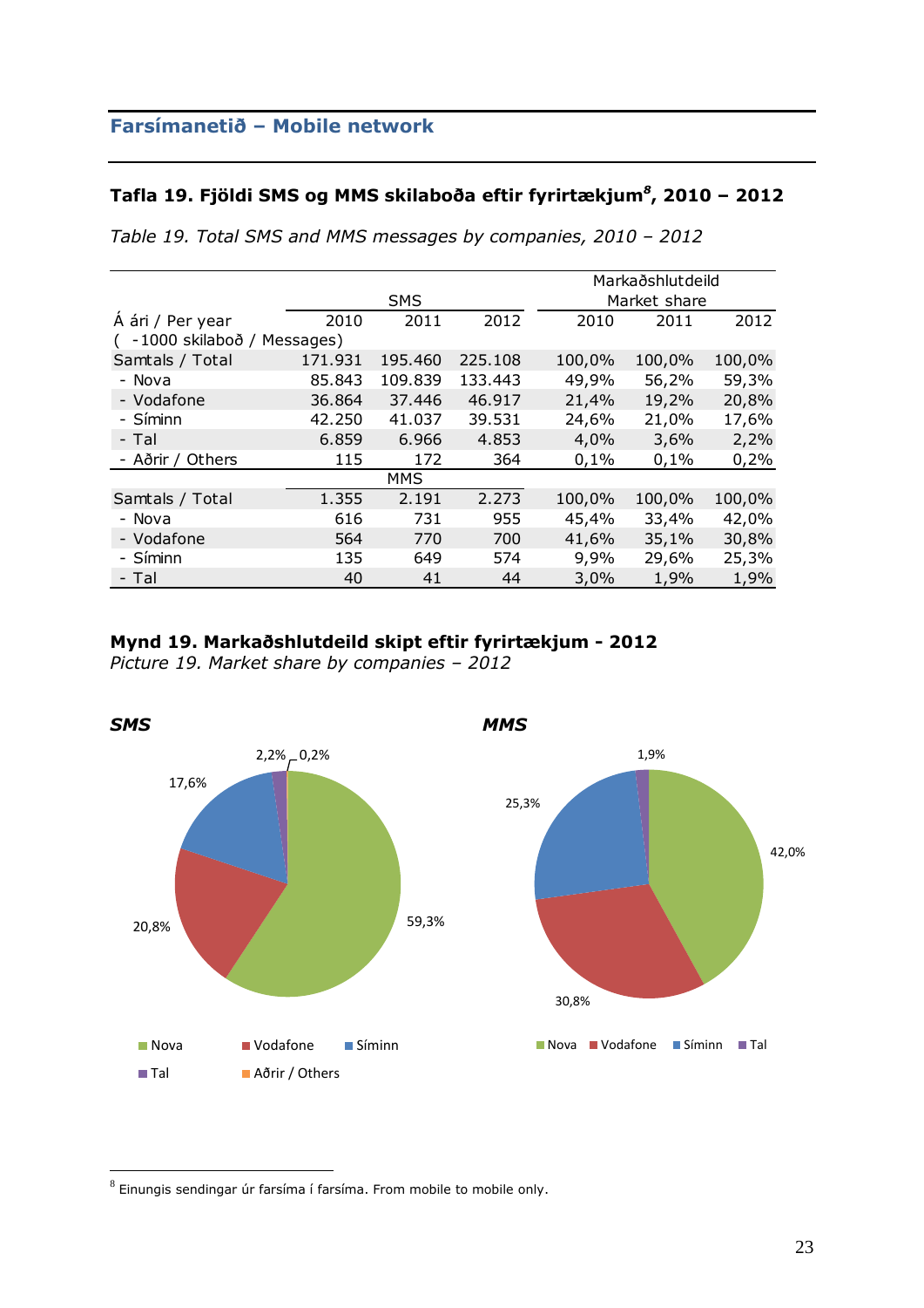## Farsímanetið – Mobile network

### Tafla 19. Fjöldi SMS og MMS skilaboða eftir fyrirtækjum[8], 2010 – 2012

*Table 19. Total SMS and MMS messages by companies, 2010 – 2012*

| | SMS | | | Markaðshlutdeild Market share | | |
|---|---|---|---|---|---|---|
| Á ári / Per year | 2010 | 2011 | 2012 | 2010 | 2011 | 2012 |
| ( -1000 skilaboð / Messages) | | | | | | |
| Samtals / Total | 171.931 | 195.460 | 225.108 | 100,0% | 100,0% | 100,0% |
| - Nova | 85.843 | 109.839 | 133.443 | 49,9% | 56,2% | 59,3% |
| - Vodafone | 36.864 | 37.446 | 46.917 | 21,4% | 19,2% | 20,8% |
| - Síminn | 42.250 | 41.037 | 39.531 | 24,6% | 21,0% | 17,6% |
| - Tal | 6.859 | 6.966 | 4.853 | 4,0% | 3,6% | 2,2% |
| - Aðrir / Others | 115 | 172 | 364 | 0,1% | 0,1% | 0,2% |
| | MMS | | | | | |
| Samtals / Total | 1.355 | 2.191 | 2.273 | 100,0% | 100,0% | 100,0% |
| - Nova | 616 | 731 | 955 | 45,4% | 33,4% | 42,0% |
| - Vodafone | 564 | 770 | 700 | 41,6% | 35,1% | 30,8% |
| - Síminn | 135 | 649 | 574 | 9,9% | 29,6% | 25,3% |
| - Tal | 40 | 41 | 44 | 3,0% | 1,9% | 1,9% |

### Mynd 19. Markaðshlutdeild skipt eftir fyrirtækjum - 2012

*Picture 19. Market share by companies – 2012*

***SMS***

Nova 59,3%; Vodafone 20,8%; Síminn 17,6%; Tal 2,2%; Aðrir / Others 0,2%

***MMS***

Nova 42,0%; Vodafone 30,8%; Síminn 25,3%; Tal 1,9%

---

[8] Einungis sendingar úr farsíma í farsíma. From mobile to mobile only.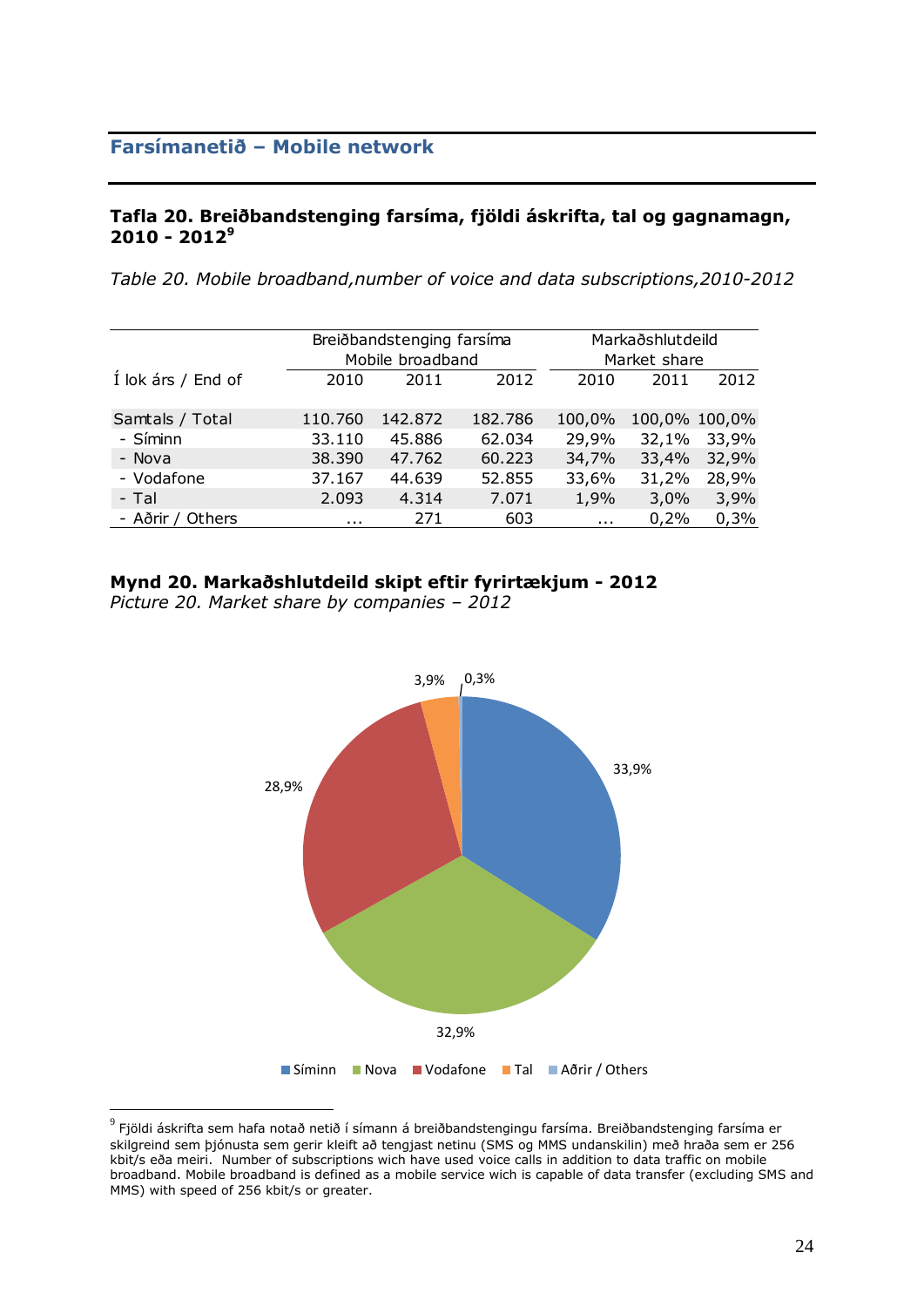## Farsímanetið – Mobile network

### Tafla 20. Breiðbandstenging farsíma, fjöldi áskrifta, tal og gagnamagn, 2010 - 2012[9]

*Table 20. Mobile broadband,number of voice and data subscriptions,2010-2012*

| Í lok árs / End of | Breiðbandstenging farsíma Mobile broadband | | | Markaðshlutdeild Market share | | |
|---|---|---|---|---|---|---|
| | 2010 | 2011 | 2012 | 2010 | 2011 | 2012 |
| Samtals / Total | 110.760 | 142.872 | 182.786 | 100,0% | 100,0% | 100,0% |
| - Síminn | 33.110 | 45.886 | 62.034 | 29,9% | 32,1% | 33,9% |
| - Nova | 38.390 | 47.762 | 60.223 | 34,7% | 33,4% | 32,9% |
| - Vodafone | 37.167 | 44.639 | 52.855 | 33,6% | 31,2% | 28,9% |
| - Tal | 2.093 | 4.314 | 7.071 | 1,9% | 3,0% | 3,9% |
| - Aðrir / Others | ... | 271 | 603 | ... | 0,2% | 0,3% |

**Mynd 20. Markaðshlutdeild skipt eftir fyrirtækjum - 2012**
*Picture 20. Market share by companies – 2012*

| Fyrirtæki | Markaðshlutdeild |
|---|---|
| Síminn | 33,9% |
| Nova | 32,9% |
| Vodafone | 28,9% |
| Tal | 3,9% |
| Aðrir / Others | 0,3% |

[9] Fjöldi áskrifta sem hafa notað netið í símann á breiðbandstengingu farsíma. Breiðbandstenging farsíma er skilgreind sem þjónusta sem gerir kleift að tengjast netinu (SMS og MMS undanskilin) með hraða sem er 256 kbit/s eða meiri. Number of subscriptions wich have used voice calls in addition to data traffic on mobile broadband. Mobile broadband is defined as a mobile service wich is capable of data transfer (excluding SMS and MMS) with speed of 256 kbit/s or greater.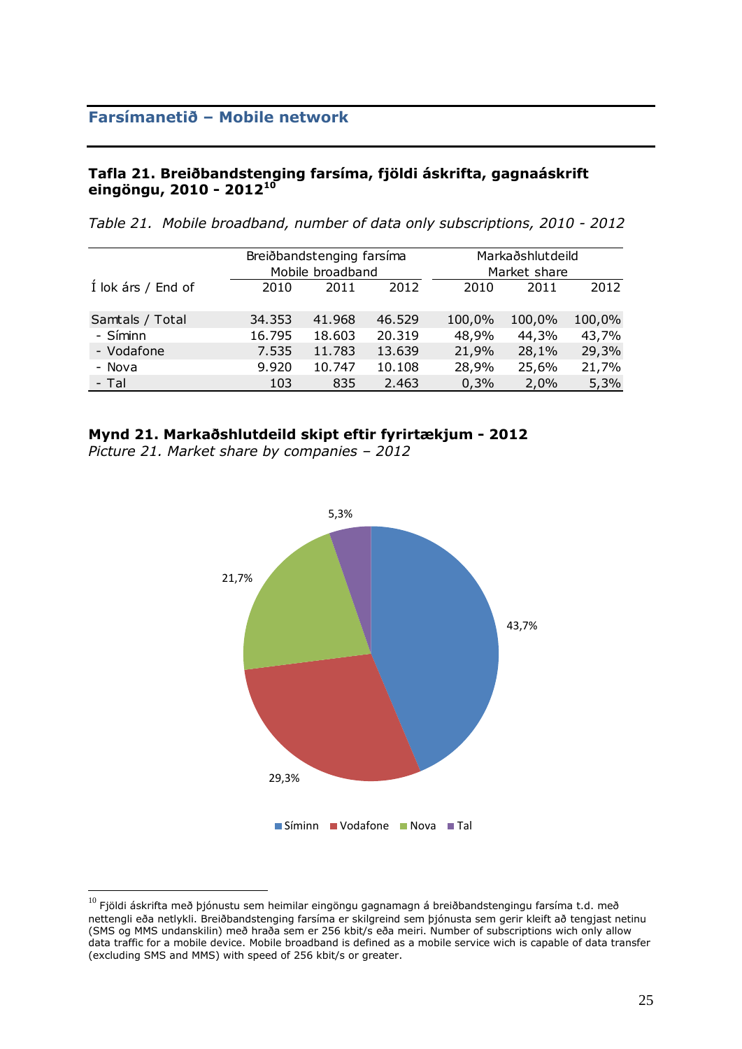## Farsímanetið – Mobile network

### Tafla 21. Breiðbandstenging farsíma, fjöldi áskrifta, gagnaáskrift eingöngu, 2010 - 2012[10]

*Table 21. Mobile broadband, number of data only subscriptions, 2010 - 2012*

| | Breiðbandstenging farsíma Mobile broadband | | | Markaðshlutdeild Market share | | |
|---|---|---|---|---|---|---|
| Í lok árs / End of | 2010 | 2011 | 2012 | 2010 | 2011 | 2012 |
| Samtals / Total | 34.353 | 41.968 | 46.529 | 100,0% | 100,0% | 100,0% |
| - Síminn | 16.795 | 18.603 | 20.319 | 48,9% | 44,3% | 43,7% |
| - Vodafone | 7.535 | 11.783 | 13.639 | 21,9% | 28,1% | 29,3% |
| - Nova | 9.920 | 10.747 | 10.108 | 28,9% | 25,6% | 21,7% |
| - Tal | 103 | 835 | 2.463 | 0,3% | 2,0% | 5,3% |

**Mynd 21. Markaðshlutdeild skipt eftir fyrirtækjum - 2012**
*Picture 21. Market share by companies – 2012*

5,3%

21,7%

43,7%

29,3%

Síminn Vodafone Nova Tal

[10] Fjöldi áskrifta með þjónustu sem heimilar eingöngu gagnamagn á breiðbandstengingu farsíma t.d. með nettengli eða netlykli. Breiðbandstenging farsíma er skilgreind sem þjónusta sem gerir kleift að tengjast netinu (SMS og MMS undanskilin) með hraða sem er 256 kbit/s eða meiri. Number of subscriptions wich only allow data traffic for a mobile device. Mobile broadband is defined as a mobile service wich is capable of data transfer (excluding SMS and MMS) with speed of 256 kbit/s or greater.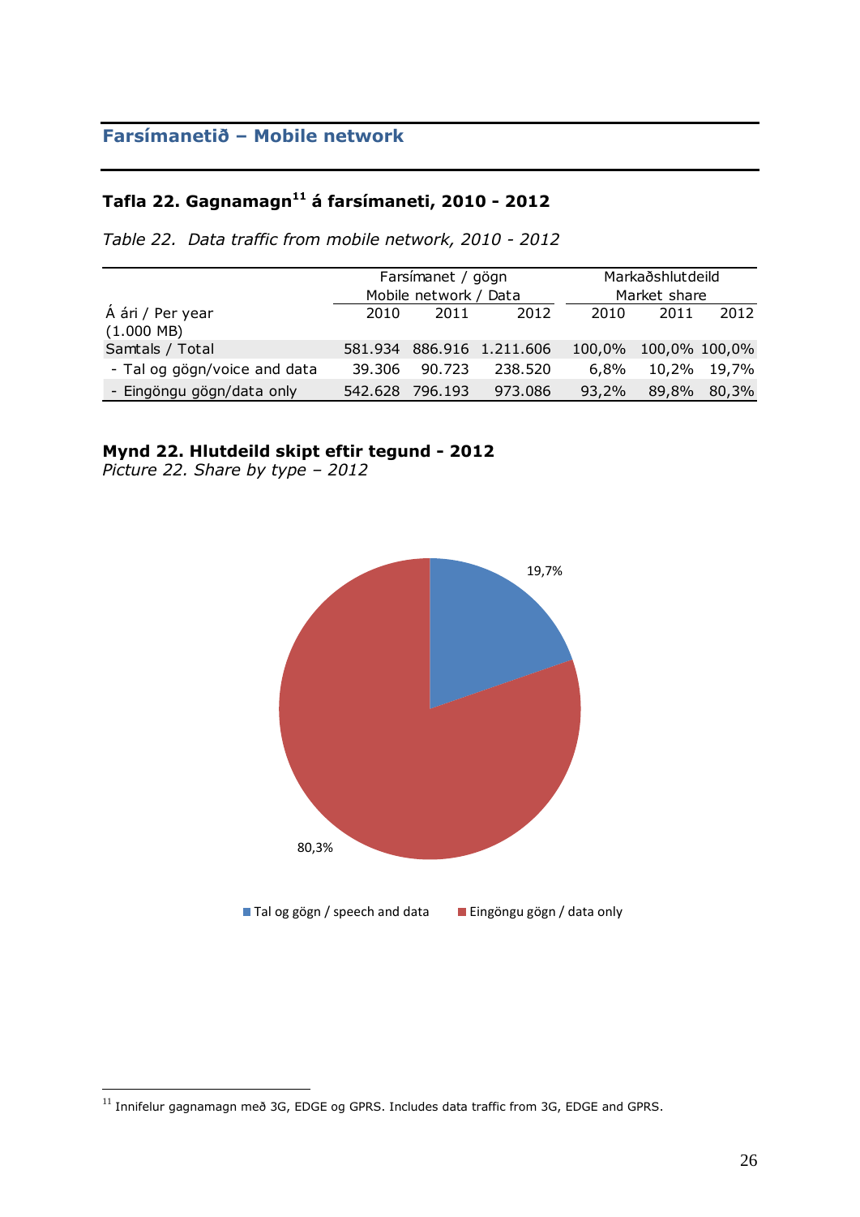## Farsímanetið – Mobile network

### Tafla 22. Gagnamagn[11] á farsímaneti, 2010 - 2012

*Table 22. Data traffic from mobile network, 2010 - 2012*

| | Farsímanet / gögn Mobile network / Data | | | Markaðshlutdeild Market share | | |
|---|---|---|---|---|---|---|
| Á ári / Per year (1.000 MB) | 2010 | 2011 | 2012 | 2010 | 2011 | 2012 |
| Samtals / Total | 581.934 | 886.916 | 1.211.606 | 100,0% | 100,0% | 100,0% |
| - Tal og gögn/voice and data | 39.306 | 90.723 | 238.520 | 6,8% | 10,2% | 19,7% |
| - Eingöngu gögn/data only | 542.628 | 796.193 | 973.086 | 93,2% | 89,8% | 80,3% |

**Mynd 22. Hlutdeild skipt eftir tegund - 2012**
*Picture 22. Share by type – 2012*

19,7%

80,3%

Tal og gögn / speech and data | Eingöngu gögn / data only

[11] Innifelur gagnamagn með 3G, EDGE og GPRS. Includes data traffic from 3G, EDGE and GPRS.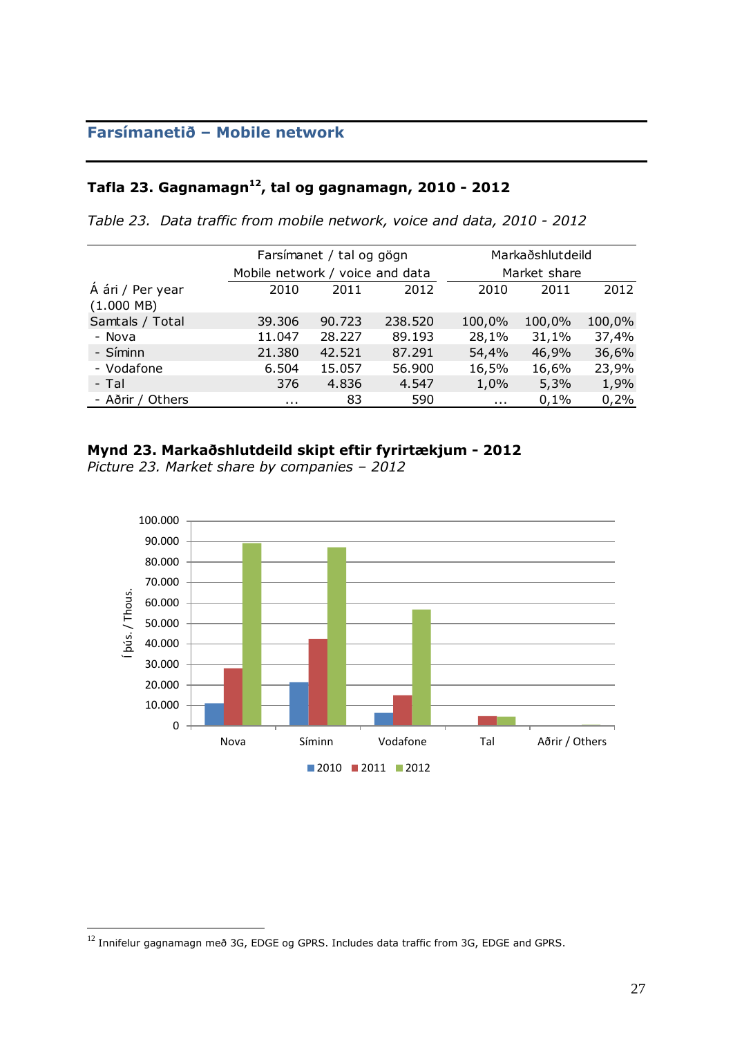## Farsímanetið – Mobile network

### Tafla 23. Gagnamagn[12], tal og gagnamagn, 2010 - 2012

*Table 23. Data traffic from mobile network, voice and data, 2010 - 2012*

| | Farsímanet / tal og gögn | | | Markaðshlutdeild | | |
|---|---|---|---|---|---|---|
| | Mobile network / voice and data | | | Market share | | |
| Á ári / Per year (1.000 MB) | 2010 | 2011 | 2012 | 2010 | 2011 | 2012 |
| Samtals / Total | 39.306 | 90.723 | 238.520 | 100,0% | 100,0% | 100,0% |
| - Nova | 11.047 | 28.227 | 89.193 | 28,1% | 31,1% | 37,4% |
| - Síminn | 21.380 | 42.521 | 87.291 | 54,4% | 46,9% | 36,6% |
| - Vodafone | 6.504 | 15.057 | 56.900 | 16,5% | 16,6% | 23,9% |
| - Tal | 376 | 4.836 | 4.547 | 1,0% | 5,3% | 1,9% |
| - Aðrir / Others | ... | 83 | 590 | ... | 0,1% | 0,2% |

**Mynd 23. Markaðshlutdeild skipt eftir fyrirtækjum - 2012**

*Picture 23. Market share by companies – 2012*

[12] Innifelur gagnamagn með 3G, EDGE og GPRS. Includes data traffic from 3G, EDGE and GPRS.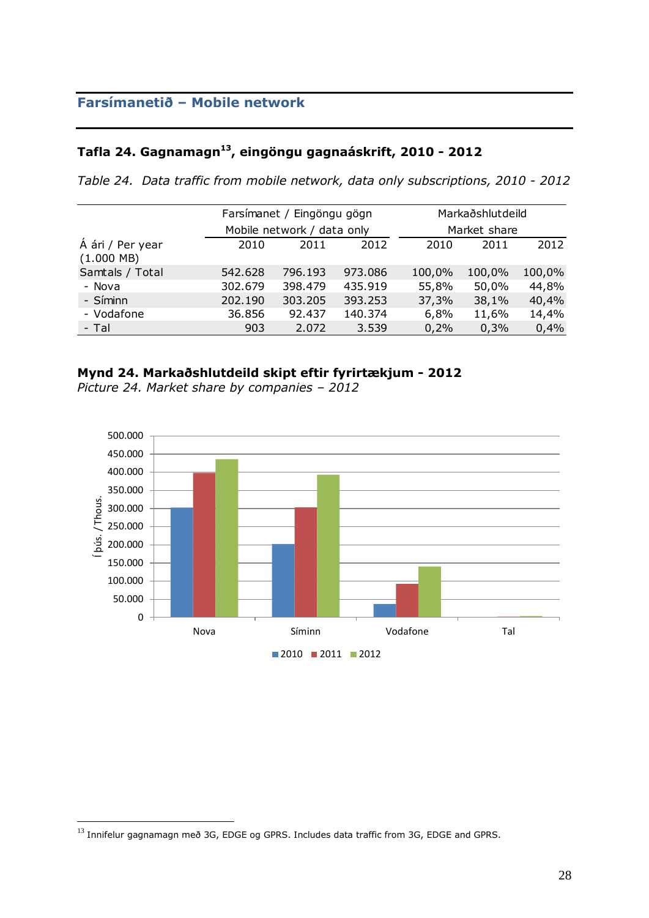## Farsímanetið – Mobile network

### Tafla 24. Gagnamagn[13], eingöngu gagnaáskrift, 2010 - 2012

*Table 24. Data traffic from mobile network, data only subscriptions, 2010 - 2012*

| | Farsímanet / Eingöngu gögn Mobile network / data only | | | Markaðshlutdeild Market share | | |
|---|---|---|---|---|---|---|
| Á ári / Per year (1.000 MB) | 2010 | 2011 | 2012 | 2010 | 2011 | 2012 |
| Samtals / Total | 542.628 | 796.193 | 973.086 | 100,0% | 100,0% | 100,0% |
| - Nova | 302.679 | 398.479 | 435.919 | 55,8% | 50,0% | 44,8% |
| - Síminn | 202.190 | 303.205 | 393.253 | 37,3% | 38,1% | 40,4% |
| - Vodafone | 36.856 | 92.437 | 140.374 | 6,8% | 11,6% | 14,4% |
| - Tal | 903 | 2.072 | 3.539 | 0,2% | 0,3% | 0,4% |

### Mynd 24. Markaðshlutdeild skipt eftir fyrirtækjum - 2012

*Picture 24. Market share by companies – 2012*

[13] Innifelur gagnamagn með 3G, EDGE og GPRS. Includes data traffic from 3G, EDGE and GPRS.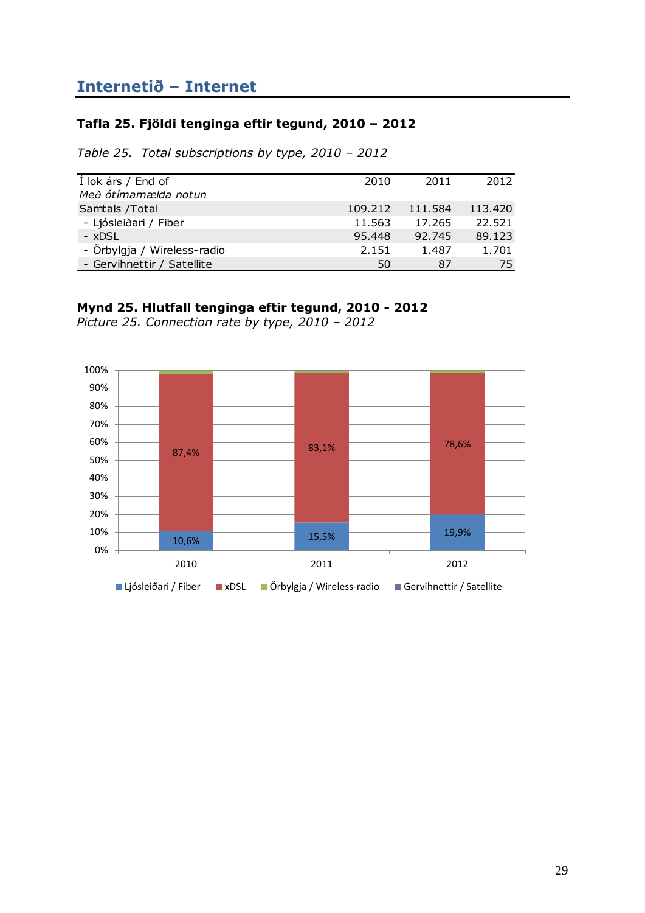## Internetið – Internet

### Tafla 25. Fjöldi tenginga eftir tegund, 2010 – 2012

*Table 25. Total subscriptions by type, 2010 – 2012*

| Í lok árs / End of *Með ótímamælda notun* | 2010 | 2011 | 2012 |
|---|---|---|---|
| Samtals /Total | 109.212 | 111.584 | 113.420 |
| - Ljósleiðari / Fiber | 11.563 | 17.265 | 22.521 |
| - xDSL | 95.448 | 92.745 | 89.123 |
| - Örbylgja / Wireless-radio | 2.151 | 1.487 | 1.701 |
| - Gervihnettir / Satellite | 50 | 87 | 75 |

**Mynd 25. Hlutfall tenginga eftir tegund, 2010 - 2012**
*Picture 25. Connection rate by type, 2010 – 2012*

| | 2010 | 2011 | 2012 |
|---|---|---|---|
| Ljósleiðari / Fiber | 10,6% | 15,5% | 19,9% |
| xDSL | 87,4% | 83,1% | 78,6% |

Ljósleiðari / Fiber, xDSL, Örbylgja / Wireless-radio, Gervihnettir / Satellite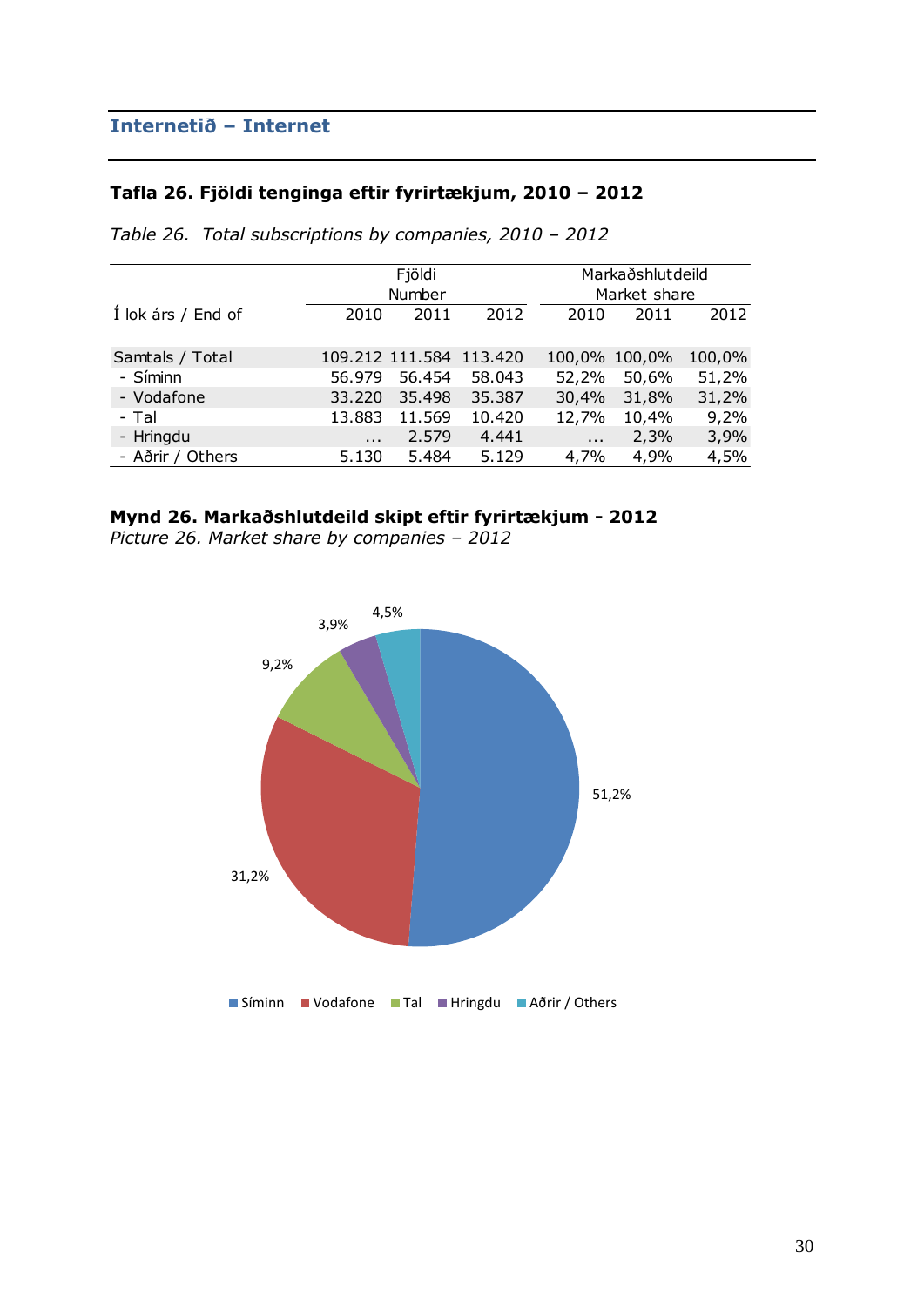## Internetið – Internet

### Tafla 26. Fjöldi tenginga eftir fyrirtækjum, 2010 – 2012

*Table 26. Total subscriptions by companies, 2010 – 2012*

| | Fjöldi Number | | | Markaðshlutdeild Market share | | |
|---|---|---|---|---|---|---|
| Í lok árs / End of | 2010 | 2011 | 2012 | 2010 | 2011 | 2012 |
| Samtals / Total | 109.212 | 111.584 | 113.420 | 100,0% | 100,0% | 100,0% |
| - Síminn | 56.979 | 56.454 | 58.043 | 52,2% | 50,6% | 51,2% |
| - Vodafone | 33.220 | 35.498 | 35.387 | 30,4% | 31,8% | 31,2% |
| - Tal | 13.883 | 11.569 | 10.420 | 12,7% | 10,4% | 9,2% |
| - Hringdu | ... | 2.579 | 4.441 | ... | 2,3% | 3,9% |
| - Aðrir / Others | 5.130 | 5.484 | 5.129 | 4,7% | 4,9% | 4,5% |

**Mynd 26. Markaðshlutdeild skipt eftir fyrirtækjum - 2012**
*Picture 26. Market share by companies – 2012*

| | 2012 |
|---|---|
| Síminn | 51,2% |
| Vodafone | 31,2% |
| Tal | 9,2% |
| Hringdu | 3,9% |
| Aðrir / Others | 4,5% |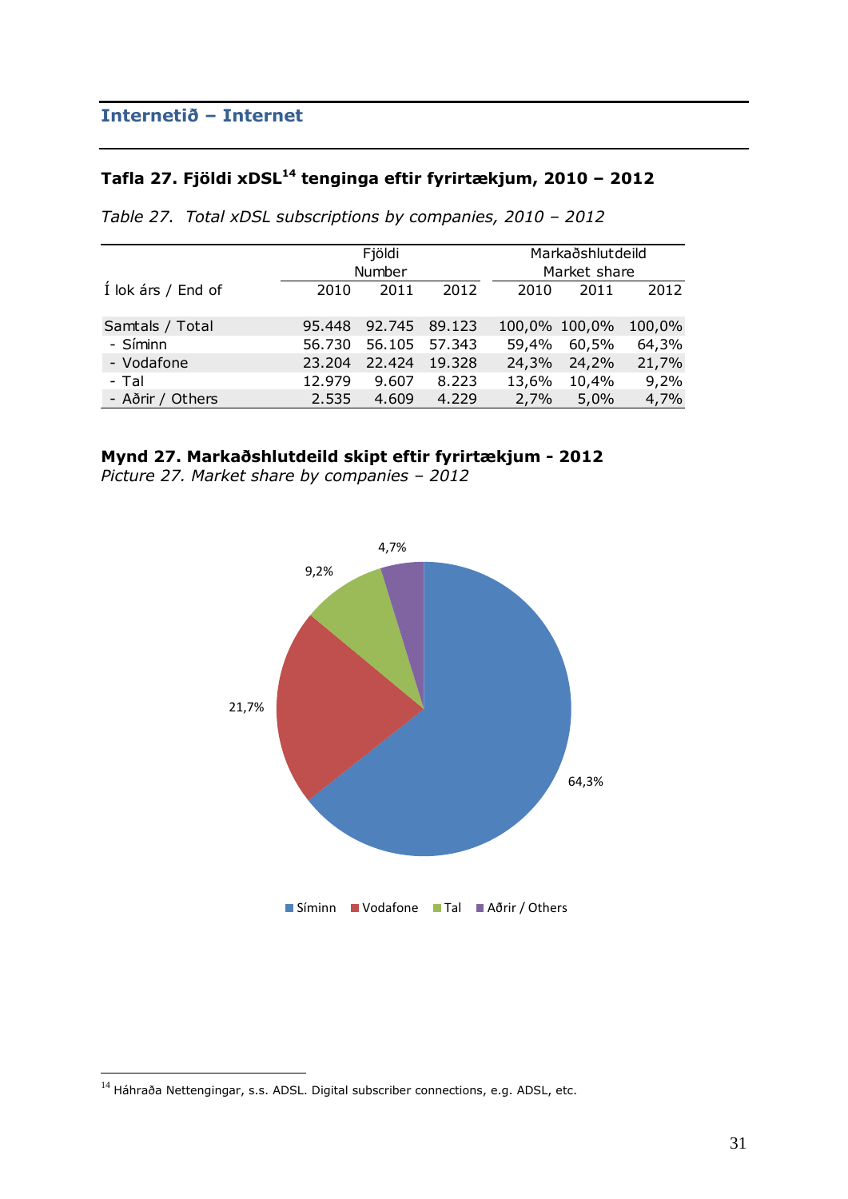## Internetið – Internet

### Tafla 27. Fjöldi xDSL[14] tenginga eftir fyrirtækjum, 2010 – 2012

*Table 27. Total xDSL subscriptions by companies, 2010 – 2012*

| Í lok árs / End of | Fjöldi Number | | | Markaðshlutdeild Market share | | |
|---|---|---|---|---|---|---|
| | 2010 | 2011 | 2012 | 2010 | 2011 | 2012 |
| Samtals / Total | 95.448 | 92.745 | 89.123 | 100,0% | 100,0% | 100,0% |
| - Síminn | 56.730 | 56.105 | 57.343 | 59,4% | 60,5% | 64,3% |
| - Vodafone | 23.204 | 22.424 | 19.328 | 24,3% | 24,2% | 21,7% |
| - Tal | 12.979 | 9.607 | 8.223 | 13,6% | 10,4% | 9,2% |
| - Aðrir / Others | 2.535 | 4.609 | 4.229 | 2,7% | 5,0% | 4,7% |

**Mynd 27. Markaðshlutdeild skipt eftir fyrirtækjum - 2012**
*Picture 27. Market share by companies – 2012*

Síminn 64,3% · Vodafone 21,7% · Tal 9,2% · Aðrir / Others 4,7%

[14] Háhraða Nettengingar, s.s. ADSL. Digital subscriber connections, e.g. ADSL, etc.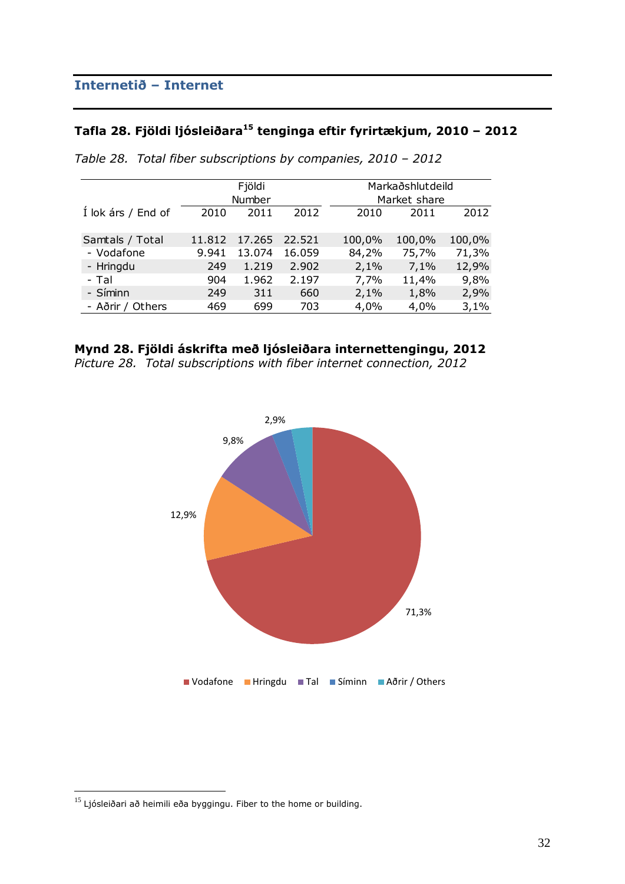## Internetið – Internet

### Tafla 28. Fjöldi ljósleiðara[15] tenginga eftir fyrirtækjum, 2010 – 2012

*Table 28. Total fiber subscriptions by companies, 2010 – 2012*

| | Fjöldi Number | | | Markaðshlutdeild Market share | | |
|---|---|---|---|---|---|---|
| Í lok árs / End of | 2010 | 2011 | 2012 | 2010 | 2011 | 2012 |
| Samtals / Total | 11.812 | 17.265 | 22.521 | 100,0% | 100,0% | 100,0% |
| - Vodafone | 9.941 | 13.074 | 16.059 | 84,2% | 75,7% | 71,3% |
| - Hringdu | 249 | 1.219 | 2.902 | 2,1% | 7,1% | 12,9% |
| - Tal | 904 | 1.962 | 2.197 | 7,7% | 11,4% | 9,8% |
| - Síminn | 249 | 311 | 660 | 2,1% | 1,8% | 2,9% |
| - Aðrir / Others | 469 | 699 | 703 | 4,0% | 4,0% | 3,1% |

**Mynd 28. Fjöldi áskrifta með ljósleiðara internettengingu, 2012**

*Picture 28. Total subscriptions with fiber internet connection, 2012*

[15] Ljósleiðari að heimili eða byggingu. Fiber to the home or building.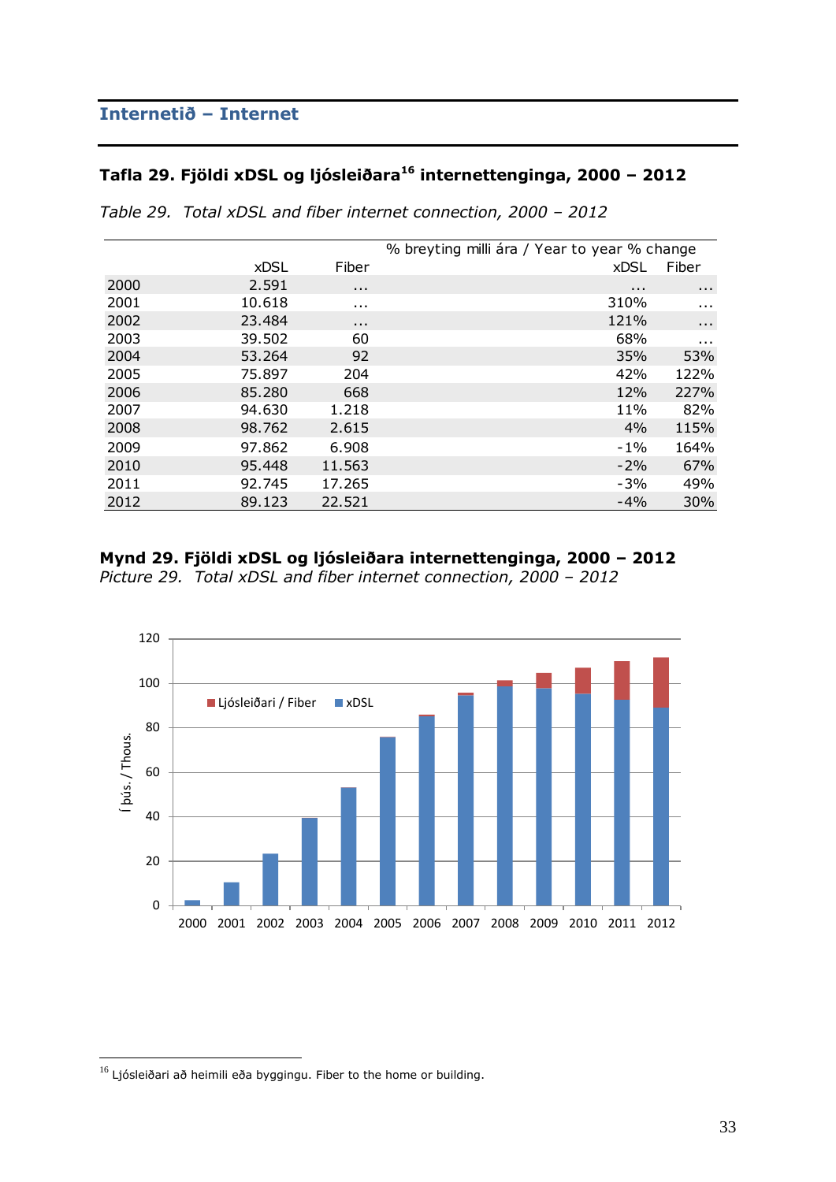## Internetið – Internet

### Tafla 29. Fjöldi xDSL og ljósleiðara[16] internettenginga, 2000 – 2012

*Table 29. Total xDSL and fiber internet connection, 2000 – 2012*

| | | | % breyting milli ára / Year to year % change | |
|---|---|---|---|---|
| | xDSL | Fiber | xDSL | Fiber |
| 2000 | 2.591 | ... | ... | ... |
| 2001 | 10.618 | ... | 310% | ... |
| 2002 | 23.484 | ... | 121% | ... |
| 2003 | 39.502 | 60 | 68% | ... |
| 2004 | 53.264 | 92 | 35% | 53% |
| 2005 | 75.897 | 204 | 42% | 122% |
| 2006 | 85.280 | 668 | 12% | 227% |
| 2007 | 94.630 | 1.218 | 11% | 82% |
| 2008 | 98.762 | 2.615 | 4% | 115% |
| 2009 | 97.862 | 6.908 | -1% | 164% |
| 2010 | 95.448 | 11.563 | -2% | 67% |
| 2011 | 92.745 | 17.265 | -3% | 49% |
| 2012 | 89.123 | 22.521 | -4% | 30% |

**Mynd 29. Fjöldi xDSL og ljósleiðara internettenginga, 2000 – 2012**
*Picture 29. Total xDSL and fiber internet connection, 2000 – 2012*

[16] Ljósleiðari að heimili eða byggingu. Fiber to the home or building.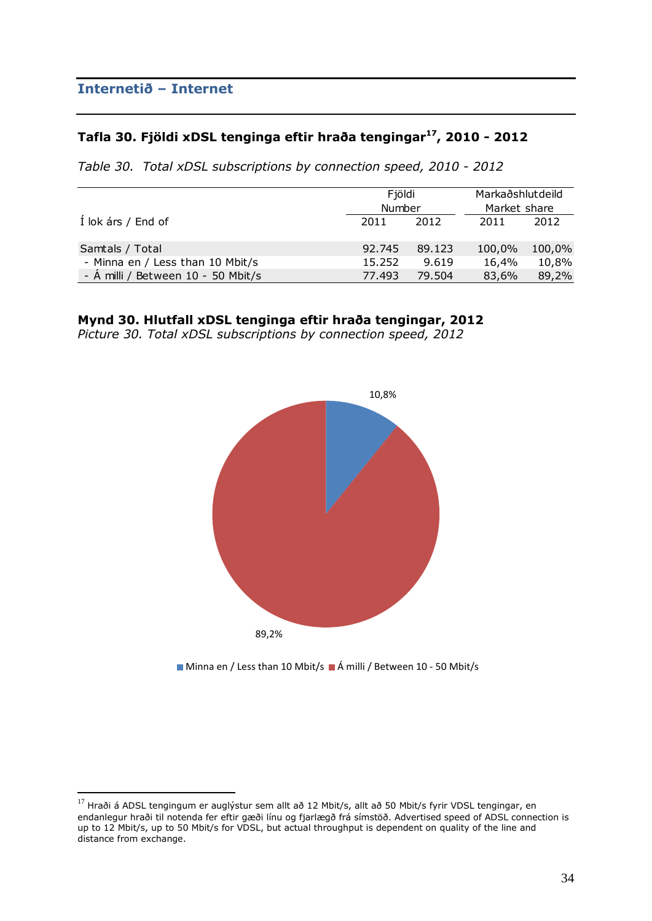## Internetið – Internet

### Tafla 30. Fjöldi xDSL tenginga eftir hraða tengingar[17], 2010 - 2012

*Table 30. Total xDSL subscriptions by connection speed, 2010 - 2012*

| Í lok árs / End of | Fjöldi Number | | Markaðshlutdeild Market share | |
|---|---|---|---|---|
| | 2011 | 2012 | 2011 | 2012 |
| Samtals / Total | 92.745 | 89.123 | 100,0% | 100,0% |
| - Minna en / Less than 10 Mbit/s | 15.252 | 9.619 | 16,4% | 10,8% |
| - Á milli / Between 10 - 50 Mbit/s | 77.493 | 79.504 | 83,6% | 89,2% |

**Mynd 30. Hlutfall xDSL tenginga eftir hraða tengingar, 2012**
*Picture 30. Total xDSL subscriptions by connection speed, 2012*

10,8%

89,2%

Minna en / Less than 10 Mbit/s ■ Á milli / Between 10 - 50 Mbit/s

[17] Hraði á ADSL tengingum er auglýstur sem allt að 12 Mbit/s, allt að 50 Mbit/s fyrir VDSL tengingar, en endanlegur hraði til notenda fer eftir gæði línu og fjarlægð frá símstöð. Advertised speed of ADSL connection is up to 12 Mbit/s, up to 50 Mbit/s for VDSL, but actual throughput is dependent on quality of the line and distance from exchange.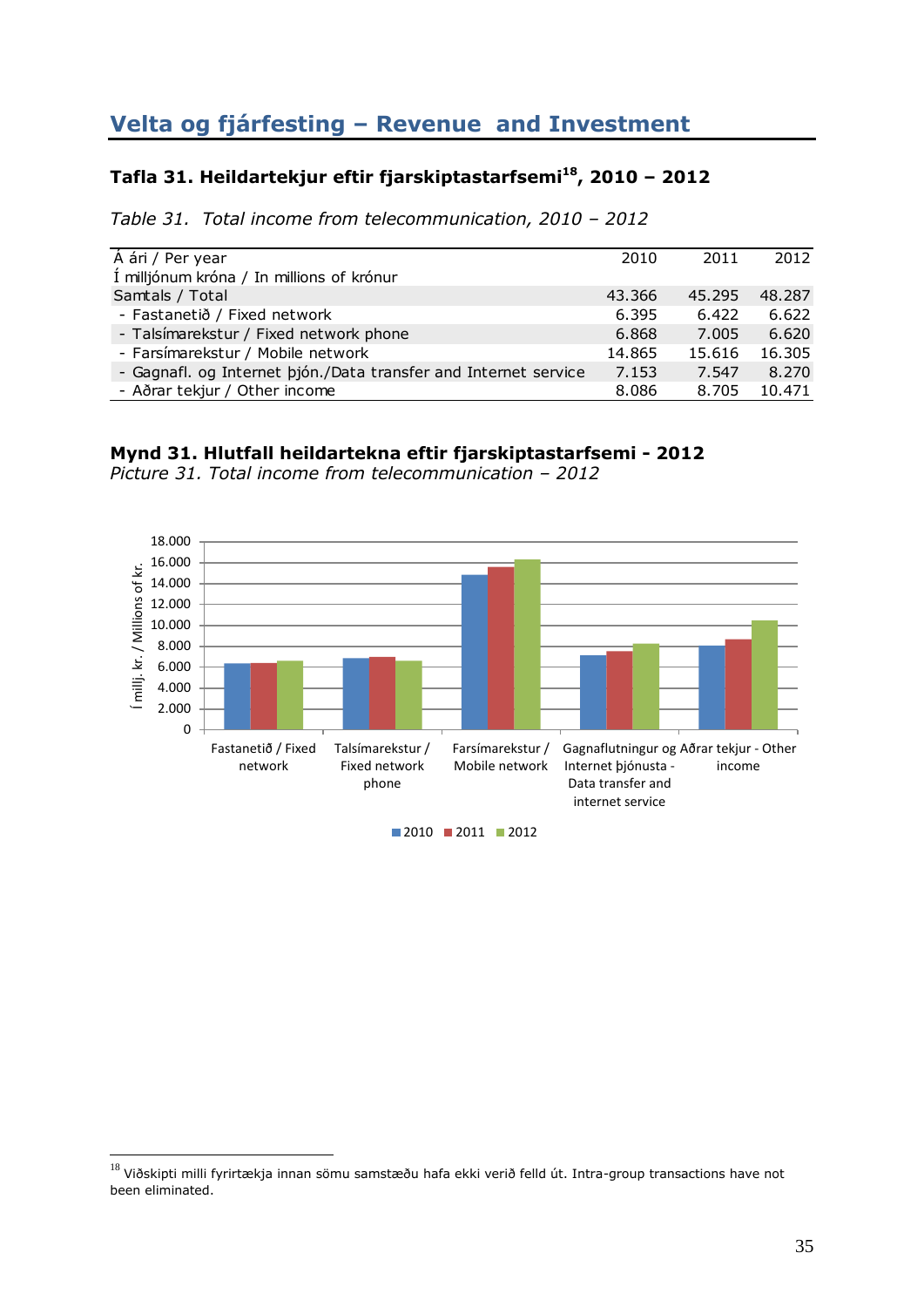## Velta og fjárfesting – Revenue and Investment

### Tafla 31. Heildartekjur eftir fjarskiptastarfsemi[18], 2010 – 2012

*Table 31. Total income from telecommunication, 2010 – 2012*

| Á ári / Per year<br>Í milljónum króna / In millions of krónur | 2010 | 2011 | 2012 |
|---|---|---|---|
| Samtals / Total | 43.366 | 45.295 | 48.287 |
| - Fastanetið / Fixed network | 6.395 | 6.422 | 6.622 |
| - Talsímarekstur / Fixed network phone | 6.868 | 7.005 | 6.620 |
| - Farsímarekstur / Mobile network | 14.865 | 15.616 | 16.305 |
| - Gagnafl. og Internet þjón./Data transfer and Internet service | 7.153 | 7.547 | 8.270 |
| - Aðrar tekjur / Other income | 8.086 | 8.705 | 10.471 |

### Mynd 31. Hlutfall heildartekna eftir fjarskiptastarfsemi - 2012

*Picture 31. Total income from telecommunication – 2012*

[18] Viðskipti milli fyrirtækja innan sömu samstæðu hafa ekki verið felld út. Intra-group transactions have not been eliminated.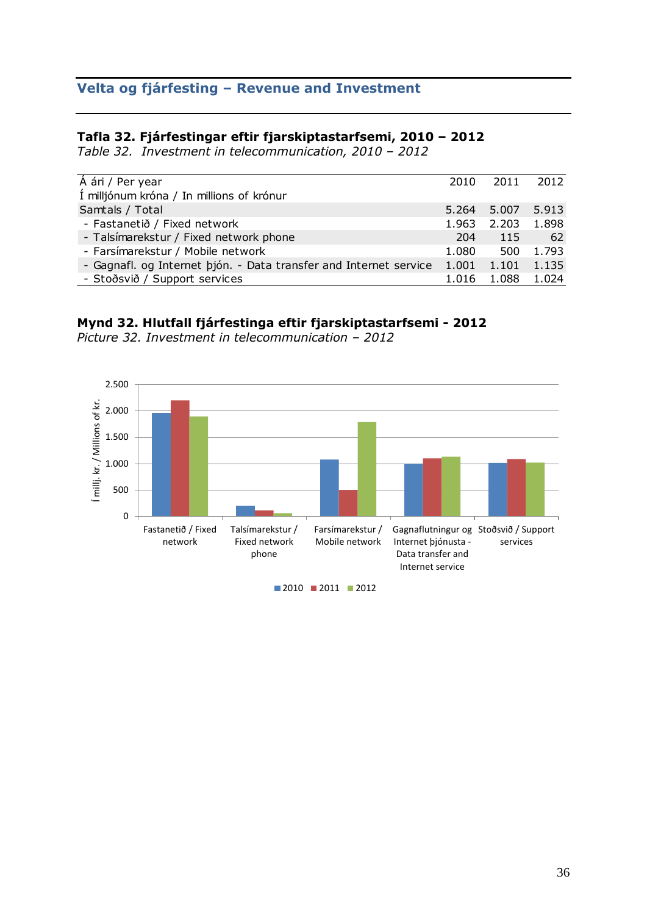## Velta og fjárfesting – Revenue and Investment

**Tafla 32. Fjárfestingar eftir fjarskiptastarfsemi, 2010 – 2012**
*Table 32. Investment in telecommunication, 2010 – 2012*

| Á ári / Per year<br>Í milljónum króna / In millions of krónur | 2010 | 2011 | 2012 |
|---|---|---|---|
| Samtals / Total | 5.264 | 5.007 | 5.913 |
| - Fastanetið / Fixed network | 1.963 | 2.203 | 1.898 |
| - Talsímarekstur / Fixed network phone | 204 | 115 | 62 |
| - Farsímarekstur / Mobile network | 1.080 | 500 | 1.793 |
| - Gagnafl. og Internet þjón. - Data transfer and Internet service | 1.001 | 1.101 | 1.135 |
| - Stoðsvið / Support services | 1.016 | 1.088 | 1.024 |

**Mynd 32. Hlutfall fjárfestinga eftir fjarskiptastarfsemi - 2012**
*Picture 32. Investment in telecommunication – 2012*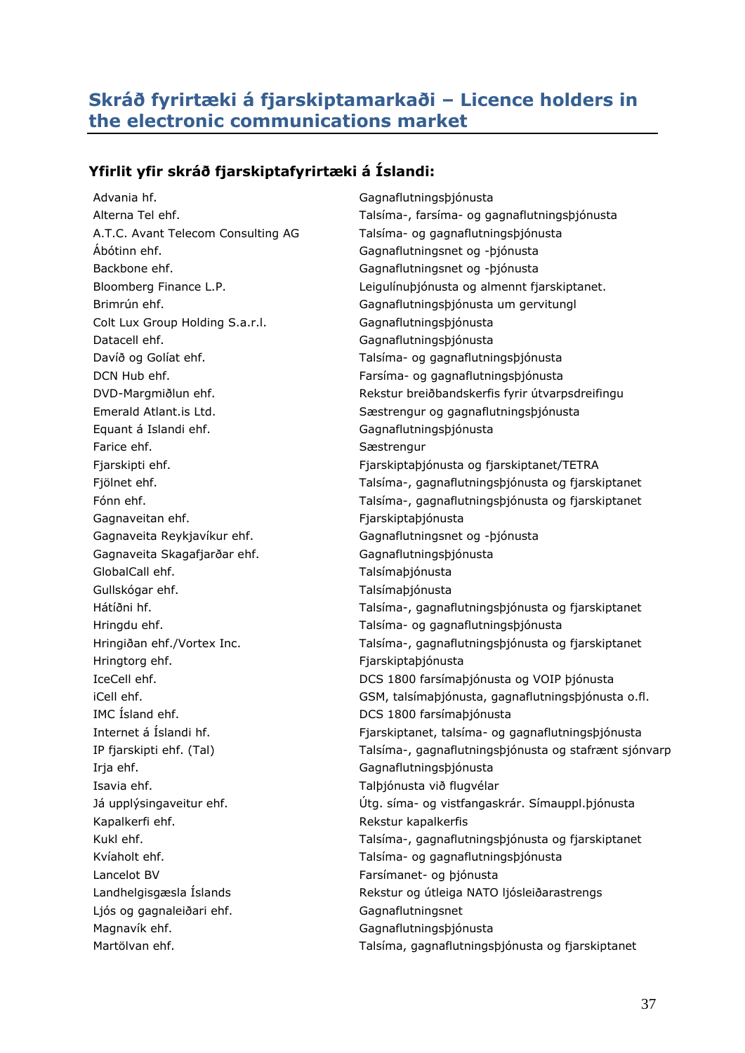## Skráð fyrirtæki á fjarskiptamarkaði – Licence holders in the electronic communications market

### Yfirlit yfir skráð fjarskiptafyrirtæki á Íslandi:

| | |
|---|---|
| Advania hf. | Gagnaflutningsþjónusta |
| Alterna Tel ehf. | Talsíma-, farsíma- og gagnaflutningsþjónusta |
| A.T.C. Avant Telecom Consulting AG | Talsíma- og gagnaflutningsþjónusta |
| Ábótinn ehf. | Gagnaflutningsnet og -þjónusta |
| Backbone ehf. | Gagnaflutningsnet og -þjónusta |
| Bloomberg Finance L.P. | Leigulínuþjónusta og almennt fjarskiptanet. |
| Brimrún ehf. | Gagnaflutningsþjónusta um gervitungl |
| Colt Lux Group Holding S.a.r.l. | Gagnaflutningsþjónusta |
| Datacell ehf. | Gagnaflutningsþjónusta |
| Davíð og Golíat ehf. | Talsíma- og gagnaflutningsþjónusta |
| DCN Hub ehf. | Farsíma- og gagnaflutningsþjónusta |
| DVD-Margmiðlun ehf. | Rekstur breiðbandskerfis fyrir útvarpsdreifingu |
| Emerald Atlant.is Ltd. | Sæstrengur og gagnaflutningsþjónusta |
| Equant á Íslandi ehf. | Gagnaflutningsþjónusta |
| Farice ehf. | Sæstrengur |
| Fjarskipti ehf. | Fjarskiptaþjónusta og fjarskiptanet/TETRA |
| Fjölnet ehf. | Talsíma-, gagnaflutningsþjónusta og fjarskiptanet |
| Fónn ehf. | Talsíma-, gagnaflutningsþjónusta og fjarskiptanet |
| Gagnaveitan ehf. | Fjarskiptaþjónusta |
| Gagnaveita Reykjavíkur ehf. | Gagnaflutningsnet og -þjónusta |
| Gagnaveita Skagafjarðar ehf. | Gagnaflutningsþjónusta |
| GlobalCall ehf. | Talsímaþjónusta |
| Gullskógar ehf. | Talsímaþjónusta |
| Hátíðni hf. | Talsíma-, gagnaflutningsþjónusta og fjarskiptanet |
| Hringdu ehf. | Talsíma- og gagnaflutningsþjónusta |
| Hringiðan ehf./Vortex Inc. | Talsíma-, gagnaflutningsþjónusta og fjarskiptanet |
| Hringtorg ehf. | Fjarskiptaþjónusta |
| IceCell ehf. | DCS 1800 farsímaþjónusta og VOIP þjónusta |
| iCell ehf. | GSM, talsímaþjónusta, gagnaflutningsþjónusta o.fl. |
| IMC Ísland ehf. | DCS 1800 farsímaþjónusta |
| Internet á Íslandi hf. | Fjarskiptanet, talsíma- og gagnaflutningsþjónusta |
| IP fjarskipti ehf. (Tal) | Talsíma-, gagnaflutningsþjónusta og stafrænt sjónvarp |
| Irja ehf. | Gagnaflutningsþjónusta |
| Isavia ehf. | Talþjónusta við flugvélar |
| Já upplýsingaveitur ehf. | Útg. síma- og vistfangaskrár. Símauppl.þjónusta |
| Kapalkerfi ehf. | Rekstur kapalkerfis |
| Kukl ehf. | Talsíma-, gagnaflutningsþjónusta og fjarskiptanet |
| Kvíaholt ehf. | Talsíma- og gagnaflutningsþjónusta |
| Lancelot BV | Farsímanet- og þjónusta |
| Landhelgisgæsla Íslands | Rekstur og útleiga NATO ljósleiðarastrengs |
| Ljós og gagnaleiðari ehf. | Gagnaflutningsnet |
| Magnavík ehf. | Gagnaflutningsþjónusta |
| Martölvan ehf. | Talsíma, gagnaflutningsþjónusta og fjarskiptanet |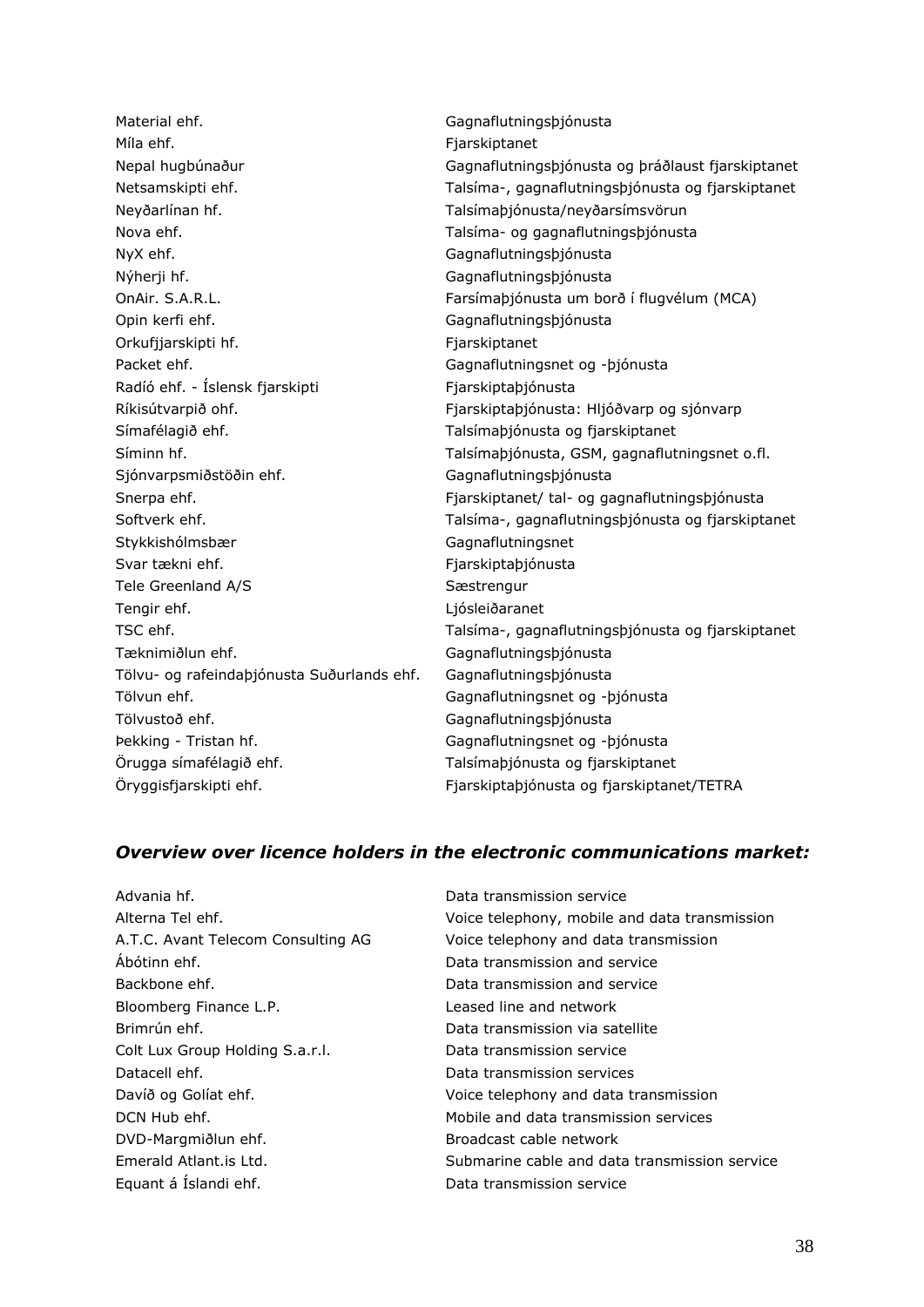| | |
|---|---|
| Material ehf. | Gagnaflutningsþjónusta |
| Míla ehf. | Fjarskiptanet |
| Nepal hugbúnaður | Gagnaflutningsþjónusta og þráðlaust fjarskiptanet |
| Netsamskipti ehf. | Talsíma-, gagnaflutningsþjónusta og fjarskiptanet |
| Neyðarlínan hf. | Talsímaþjónusta/neyðarsímsvörun |
| Nova ehf. | Talsíma- og gagnaflutningsþjónusta |
| NyX ehf. | Gagnaflutningsþjónusta |
| Nýherji hf. | Gagnaflutningsþjónusta |
| OnAir. S.A.R.L. | Farsímaþjónusta um borð í flugvélum (MCA) |
| Opin kerfi ehf. | Gagnaflutningsþjónusta |
| Orkufjjarskipti hf. | Fjarskiptanet |
| Packet ehf. | Gagnaflutningsnet og -þjónusta |
| Radíó ehf. - Íslensk fjarskipti | Fjarskiptaþjónusta |
| Ríkisútvarpið ohf. | Fjarskiptaþjónusta: Hljóðvarp og sjónvarp |
| Símafélagið ehf. | Talsímaþjónusta og fjarskiptanet |
| Síminn hf. | Talsímaþjónusta, GSM, gagnaflutningsnet o.fl. |
| Sjónvarpsmiðstöðin ehf. | Gagnaflutningsþjónusta |
| Snerpa ehf. | Fjarskiptanet/ tal- og gagnaflutningsþjónusta |
| Softverk ehf. | Talsíma-, gagnaflutningsþjónusta og fjarskiptanet |
| Stykkishólmsbær | Gagnaflutningsnet |
| Svar tækni ehf. | Fjarskiptaþjónusta |
| Tele Greenland A/S | Sæstrengur |
| Tengir ehf. | Ljósleiðaranet |
| TSC ehf. | Talsíma-, gagnaflutningsþjónusta og fjarskiptanet |
| Tæknimiðlun ehf. | Gagnaflutningsþjónusta |
| Tölvu- og rafeindaþjónusta Suðurlands ehf. | Gagnaflutningsþjónusta |
| Tölvun ehf. | Gagnaflutningsnet og -þjónusta |
| Tölvustoð ehf. | Gagnaflutningsþjónusta |
| Þekking - Tristan hf. | Gagnaflutningsnet og -þjónusta |
| Örugga símafélagið ehf. | Talsímaþjónusta og fjarskiptanet |
| Öryggisfjarskipti ehf. | Fjarskiptaþjónusta og fjarskiptanet/TETRA |

### *Overview over licence holders in the electronic communications market:*

| | |
|---|---|
| Advania hf. | Data transmission service |
| Alterna Tel ehf. | Voice telephony, mobile and data transmission |
| A.T.C. Avant Telecom Consulting AG | Voice telephony and data transmission |
| Ábótinn ehf. | Data transmission and service |
| Backbone ehf. | Data transmission and service |
| Bloomberg Finance L.P. | Leased line and network |
| Brimrún ehf. | Data transmission via satellite |
| Colt Lux Group Holding S.a.r.l. | Data transmission service |
| Datacell ehf. | Data transmission services |
| Davíð og Golíat ehf. | Voice telephony and data transmission |
| DCN Hub ehf. | Mobile and data transmission services |
| DVD-Margmiðlun ehf. | Broadcast cable network |
| Emerald Atlant.is Ltd. | Submarine cable and data transmission service |
| Equant á Íslandi ehf. | Data transmission service |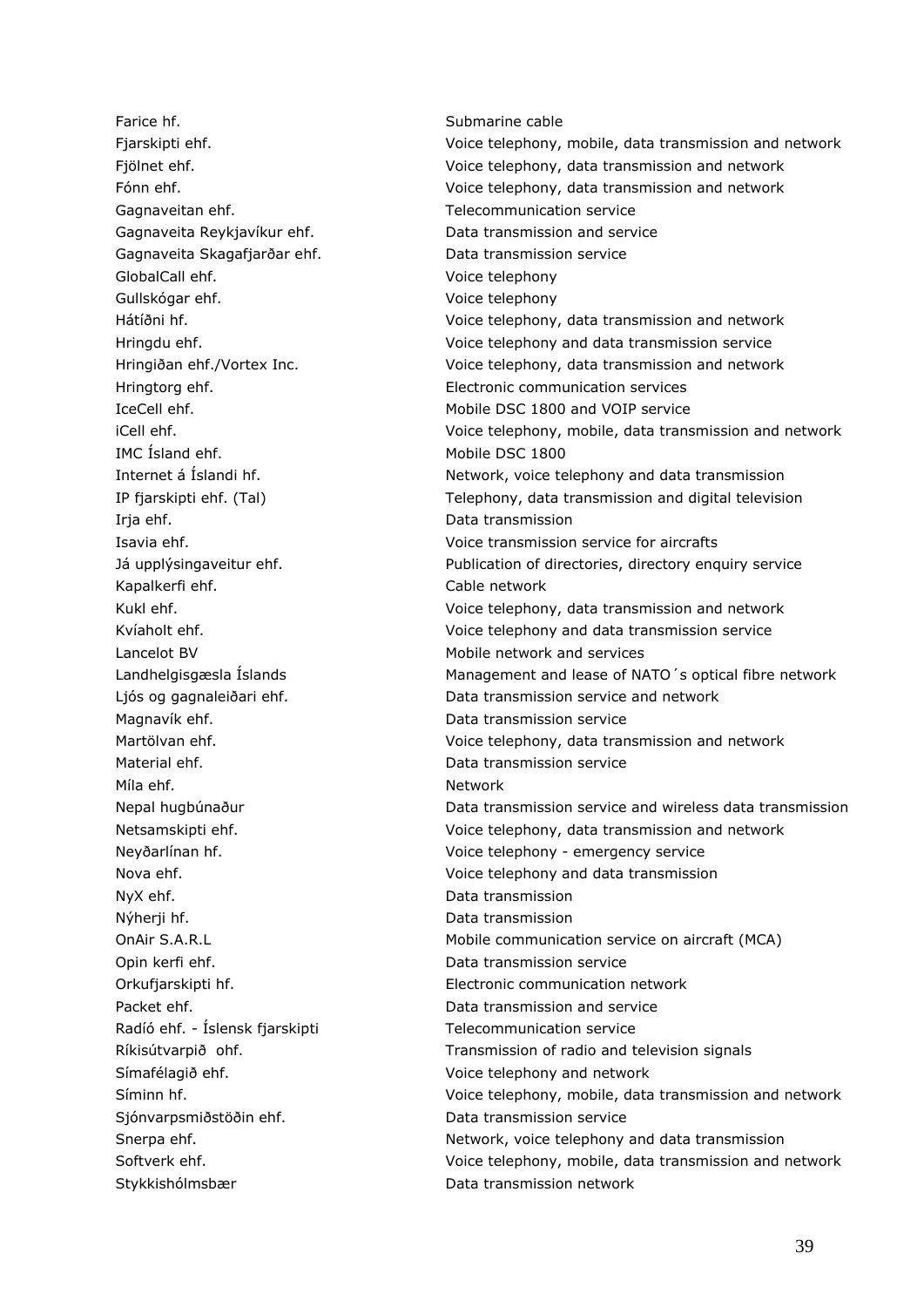| | |
|---|---|
| Farice hf. | Submarine cable |
| Fjarskipti ehf. | Voice telephony, mobile, data transmission and network |
| Fjölnet ehf. | Voice telephony, data transmission and network |
| Fónn ehf. | Voice telephony, data transmission and network |
| Gagnaveitan ehf. | Telecommunication service |
| Gagnaveita Reykjavíkur ehf. | Data transmission and service |
| Gagnaveita Skagafjarðar ehf. | Data transmission service |
| GlobalCall ehf. | Voice telephony |
| Gullskógar ehf. | Voice telephony |
| Hátíðni hf. | Voice telephony, data transmission and network |
| Hringdu ehf. | Voice telephony and data transmission service |
| Hringiðan ehf./Vortex Inc. | Voice telephony, data transmission and network |
| Hringtorg ehf. | Electronic communication services |
| IceCell ehf. | Mobile DSC 1800 and VOIP service |
| iCell ehf. | Voice telephony, mobile, data transmission and network |
| IMC Ísland ehf. | Mobile DSC 1800 |
| Internet á Íslandi hf. | Network, voice telephony and data transmission |
| IP fjarskipti ehf. (Tal) | Telephony, data transmission and digital television |
| Irja ehf. | Data transmission |
| Isavia ehf. | Voice transmission service for aircrafts |
| Já upplýsingaveitur ehf. | Publication of directories, directory enquiry service |
| Kapalkerfi ehf. | Cable network |
| Kukl ehf. | Voice telephony, data transmission and network |
| Kvíaholt ehf. | Voice telephony and data transmission service |
| Lancelot BV | Mobile network and services |
| Landhelgisgæsla Íslands | Management and lease of NATO´s optical fibre network |
| Ljós og gagnaleiðari ehf. | Data transmission service and network |
| Magnavík ehf. | Data transmission service |
| Martölvan ehf. | Voice telephony, data transmission and network |
| Material ehf. | Data transmission service |
| Míla ehf. | Network |
| Nepal hugbúnaður | Data transmission service and wireless data transmission |
| Netsamskipti ehf. | Voice telephony, data transmission and network |
| Neyðarlínan hf. | Voice telephony - emergency service |
| Nova ehf. | Voice telephony and data transmission |
| NyX ehf. | Data transmission |
| Nýherji hf. | Data transmission |
| OnAir S.A.R.L | Mobile communication service on aircraft (MCA) |
| Opin kerfi ehf. | Data transmission service |
| Orkufjarskipti hf. | Electronic communication network |
| Packet ehf. | Data transmission and service |
| Radíó ehf. - Íslensk fjarskipti | Telecommunication service |
| Ríkisútvarpið ohf. | Transmission of radio and television signals |
| Símafélagið ehf. | Voice telephony and network |
| Síminn hf. | Voice telephony, mobile, data transmission and network |
| Sjónvarpsmiðstöðin ehf. | Data transmission service |
| Snerpa ehf. | Network, voice telephony and data transmission |
| Softverk ehf. | Voice telephony, mobile, data transmission and network |
| Stykkishólmsbær | Data transmission network |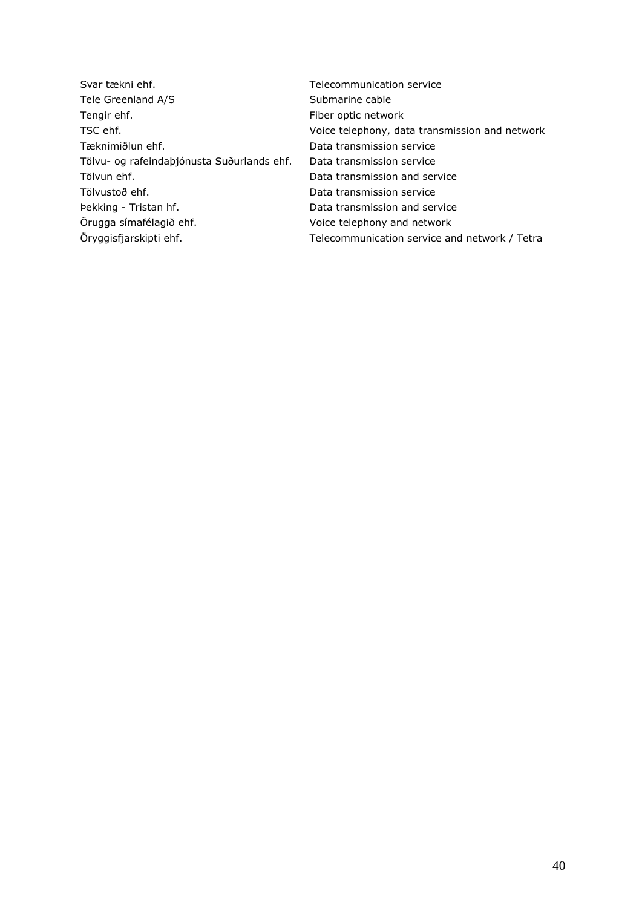| | |
|---|---|
| Svar tækni ehf. | Telecommunication service |
| Tele Greenland A/S | Submarine cable |
| Tengir ehf. | Fiber optic network |
| TSC ehf. | Voice telephony, data transmission and network |
| Tæknimiðlun ehf. | Data transmission service |
| Tölvu- og rafeindaþjónusta Suðurlands ehf. | Data transmission service |
| Tölvun ehf. | Data transmission and service |
| Tölvustoð ehf. | Data transmission service |
| Þekking - Tristan hf. | Data transmission and service |
| Örugga símafélagið ehf. | Voice telephony and network |
| Öryggisfjarskipti ehf. | Telecommunication service and network / Tetra |